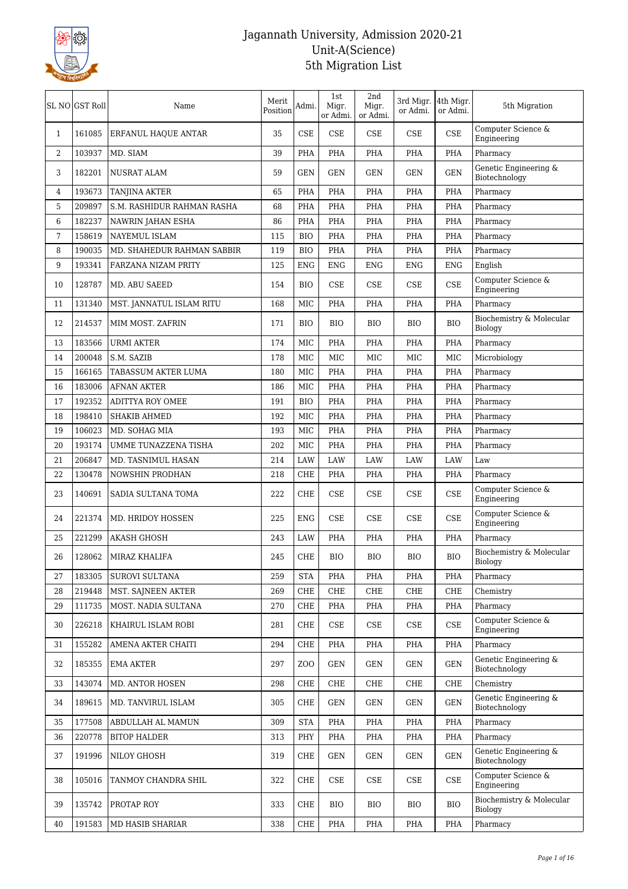# Jagannath University, Admission 2020-21
## Unit-A(Science)
## 5th Migration List

| SL NO | GST Roll | Name | Merit Position | Admi. | 1st Migr. or Admi. | 2nd Migr. or Admi. | 3rd Migr. or Admi. | 4th Migr. or Admi. | 5th Migration |
|---|---|---|---|---|---|---|---|---|---|
| 1 | 161085 | ERFANUL HAQUE ANTAR | 35 | CSE | CSE | CSE | CSE | CSE | Computer Science & Engineering |
| 2 | 103937 | MD. SIAM | 39 | PHA | PHA | PHA | PHA | PHA | Pharmacy |
| 3 | 182201 | NUSRAT ALAM | 59 | GEN | GEN | GEN | GEN | GEN | Genetic Engineering & Biotechnology |
| 4 | 193673 | TANJINA AKTER | 65 | PHA | PHA | PHA | PHA | PHA | Pharmacy |
| 5 | 209897 | S.M. RASHIDUR RAHMAN RASHA | 68 | PHA | PHA | PHA | PHA | PHA | Pharmacy |
| 6 | 182237 | NAWRIN JAHAN ESHA | 86 | PHA | PHA | PHA | PHA | PHA | Pharmacy |
| 7 | 158619 | NAYEMUL ISLAM | 115 | BIO | PHA | PHA | PHA | PHA | Pharmacy |
| 8 | 190035 | MD. SHAHEDUR RAHMAN SABBIR | 119 | BIO | PHA | PHA | PHA | PHA | Pharmacy |
| 9 | 193341 | FARZANA NIZAM PRITY | 125 | ENG | ENG | ENG | ENG | ENG | English |
| 10 | 128787 | MD. ABU SAEED | 154 | BIO | CSE | CSE | CSE | CSE | Computer Science & Engineering |
| 11 | 131340 | MST. JANNATUL ISLAM RITU | 168 | MIC | PHA | PHA | PHA | PHA | Pharmacy |
| 12 | 214537 | MIM MOST. ZAFRIN | 171 | BIO | BIO | BIO | BIO | BIO | Biochemistry & Molecular Biology |
| 13 | 183566 | URMI AKTER | 174 | MIC | PHA | PHA | PHA | PHA | Pharmacy |
| 14 | 200048 | S.M. SAZIB | 178 | MIC | MIC | MIC | MIC | MIC | Microbiology |
| 15 | 166165 | TABASSUM AKTER LUMA | 180 | MIC | PHA | PHA | PHA | PHA | Pharmacy |
| 16 | 183006 | AFNAN AKTER | 186 | MIC | PHA | PHA | PHA | PHA | Pharmacy |
| 17 | 192352 | ADITTYA ROY OMEE | 191 | BIO | PHA | PHA | PHA | PHA | Pharmacy |
| 18 | 198410 | SHAKIB AHMED | 192 | MIC | PHA | PHA | PHA | PHA | Pharmacy |
| 19 | 106023 | MD. SOHAG MIA | 193 | MIC | PHA | PHA | PHA | PHA | Pharmacy |
| 20 | 193174 | UMME TUNAZZENA TISHA | 202 | MIC | PHA | PHA | PHA | PHA | Pharmacy |
| 21 | 206847 | MD. TASNIMUL HASAN | 214 | LAW | LAW | LAW | LAW | LAW | Law |
| 22 | 130478 | NOWSHIN PRODHAN | 218 | CHE | PHA | PHA | PHA | PHA | Pharmacy |
| 23 | 140691 | SADIA SULTANA TOMA | 222 | CHE | CSE | CSE | CSE | CSE | Computer Science & Engineering |
| 24 | 221374 | MD. HRIDOY HOSSEN | 225 | ENG | CSE | CSE | CSE | CSE | Computer Science & Engineering |
| 25 | 221299 | AKASH GHOSH | 243 | LAW | PHA | PHA | PHA | PHA | Pharmacy |
| 26 | 128062 | MIRAZ KHALIFA | 245 | CHE | BIO | BIO | BIO | BIO | Biochemistry & Molecular Biology |
| 27 | 183305 | SUROVI SULTANA | 259 | STA | PHA | PHA | PHA | PHA | Pharmacy |
| 28 | 219448 | MST. SAJNEEN AKTER | 269 | CHE | CHE | CHE | CHE | CHE | Chemistry |
| 29 | 111735 | MOST. NADIA SULTANA | 270 | CHE | PHA | PHA | PHA | PHA | Pharmacy |
| 30 | 226218 | KHAIRUL ISLAM ROBI | 281 | CHE | CSE | CSE | CSE | CSE | Computer Science & Engineering |
| 31 | 155282 | AMENA AKTER CHAITI | 294 | CHE | PHA | PHA | PHA | PHA | Pharmacy |
| 32 | 185355 | EMA AKTER | 297 | ZOO | GEN | GEN | GEN | GEN | Genetic Engineering & Biotechnology |
| 33 | 143074 | MD. ANTOR HOSEN | 298 | CHE | CHE | CHE | CHE | CHE | Chemistry |
| 34 | 189615 | MD. TANVIRUL ISLAM | 305 | CHE | GEN | GEN | GEN | GEN | Genetic Engineering & Biotechnology |
| 35 | 177508 | ABDULLAH AL MAMUN | 309 | STA | PHA | PHA | PHA | PHA | Pharmacy |
| 36 | 220778 | BITOP HALDER | 313 | PHY | PHA | PHA | PHA | PHA | Pharmacy |
| 37 | 191996 | NILOY GHOSH | 319 | CHE | GEN | GEN | GEN | GEN | Genetic Engineering & Biotechnology |
| 38 | 105016 | TANMOY CHANDRA SHIL | 322 | CHE | CSE | CSE | CSE | CSE | Computer Science & Engineering |
| 39 | 135742 | PROTAP ROY | 333 | CHE | BIO | BIO | BIO | BIO | Biochemistry & Molecular Biology |
| 40 | 191583 | MD HASIB SHARIAR | 338 | CHE | PHA | PHA | PHA | PHA | Pharmacy |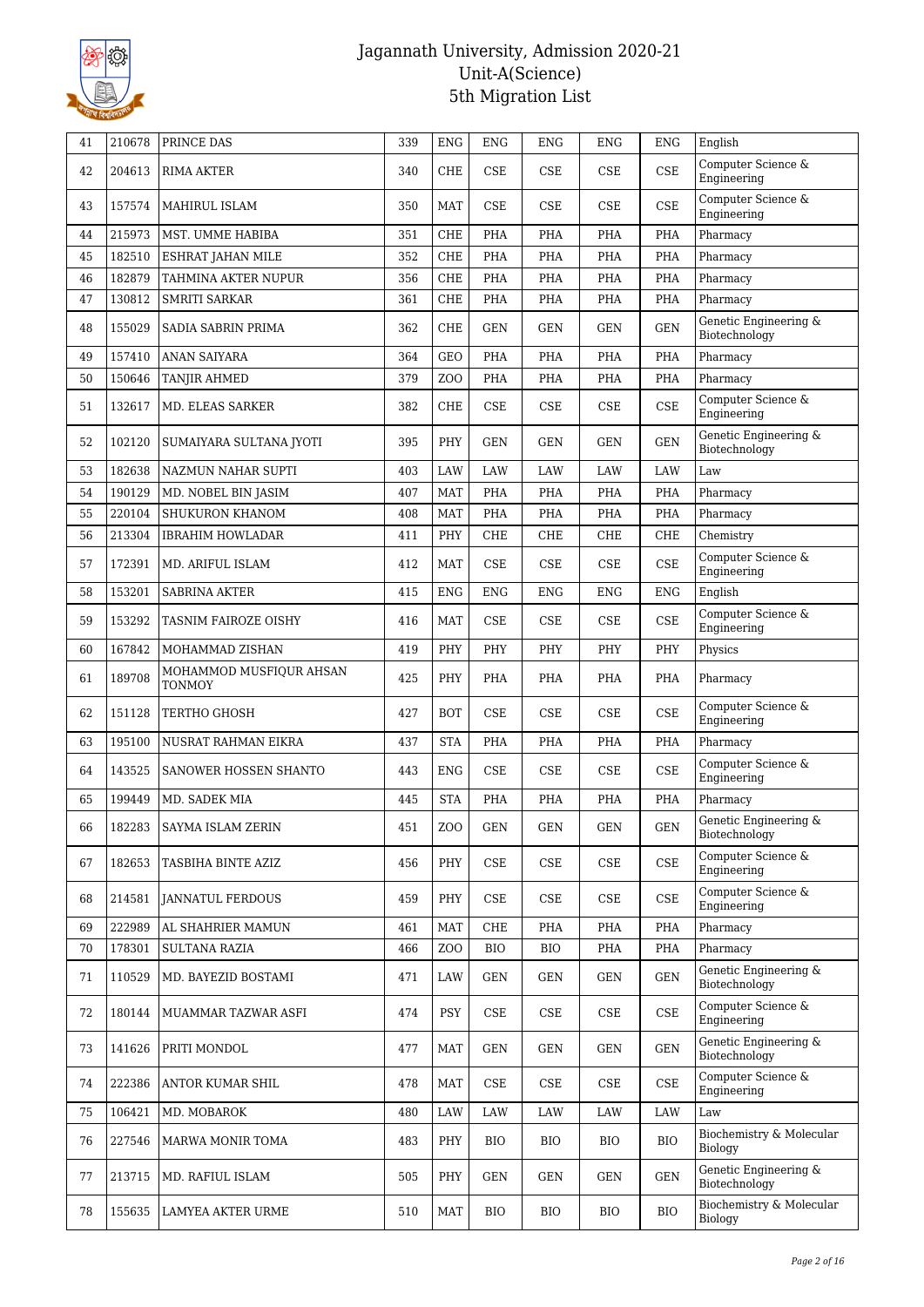| 41 | 210678 | PRINCE DAS | 339 | ENG | ENG | ENG | ENG | ENG | English |
|---|---|---|---|---|---|---|---|---|---|
| 42 | 204613 | RIMA AKTER | 340 | CHE | CSE | CSE | CSE | CSE | Computer Science & Engineering |
| 43 | 157574 | MAHIRUL ISLAM | 350 | MAT | CSE | CSE | CSE | CSE | Computer Science & Engineering |
| 44 | 215973 | MST. UMME HABIBA | 351 | CHE | PHA | PHA | PHA | PHA | Pharmacy |
| 45 | 182510 | ESHRAT JAHAN MILE | 352 | CHE | PHA | PHA | PHA | PHA | Pharmacy |
| 46 | 182879 | TAHMINA AKTER NUPUR | 356 | CHE | PHA | PHA | PHA | PHA | Pharmacy |
| 47 | 130812 | SMRITI SARKAR | 361 | CHE | PHA | PHA | PHA | PHA | Pharmacy |
| 48 | 155029 | SADIA SABRIN PRIMA | 362 | CHE | GEN | GEN | GEN | GEN | Genetic Engineering & Biotechnology |
| 49 | 157410 | ANAN SAIYARA | 364 | GEO | PHA | PHA | PHA | PHA | Pharmacy |
| 50 | 150646 | TANJIR AHMED | 379 | ZOO | PHA | PHA | PHA | PHA | Pharmacy |
| 51 | 132617 | MD. ELEAS SARKER | 382 | CHE | CSE | CSE | CSE | CSE | Computer Science & Engineering |
| 52 | 102120 | SUMAIYARA SULTANA JYOTI | 395 | PHY | GEN | GEN | GEN | GEN | Genetic Engineering & Biotechnology |
| 53 | 182638 | NAZMUN NAHAR SUPTI | 403 | LAW | LAW | LAW | LAW | LAW | Law |
| 54 | 190129 | MD. NOBEL BIN JASIM | 407 | MAT | PHA | PHA | PHA | PHA | Pharmacy |
| 55 | 220104 | SHUKURON KHANOM | 408 | MAT | PHA | PHA | PHA | PHA | Pharmacy |
| 56 | 213304 | IBRAHIM HOWLADAR | 411 | PHY | CHE | CHE | CHE | CHE | Chemistry |
| 57 | 172391 | MD. ARIFUL ISLAM | 412 | MAT | CSE | CSE | CSE | CSE | Computer Science & Engineering |
| 58 | 153201 | SABRINA AKTER | 415 | ENG | ENG | ENG | ENG | ENG | English |
| 59 | 153292 | TASNIM FAIROZE OISHY | 416 | MAT | CSE | CSE | CSE | CSE | Computer Science & Engineering |
| 60 | 167842 | MOHAMMAD ZISHAN | 419 | PHY | PHY | PHY | PHY | PHY | Physics |
| 61 | 189708 | MOHAMMOD MUSFIQUR AHSAN TONMOY | 425 | PHY | PHA | PHA | PHA | PHA | Pharmacy |
| 62 | 151128 | TERTHO GHOSH | 427 | BOT | CSE | CSE | CSE | CSE | Computer Science & Engineering |
| 63 | 195100 | NUSRAT RAHMAN EIKRA | 437 | STA | PHA | PHA | PHA | PHA | Pharmacy |
| 64 | 143525 | SANOWER HOSSEN SHANTO | 443 | ENG | CSE | CSE | CSE | CSE | Computer Science & Engineering |
| 65 | 199449 | MD. SADEK MIA | 445 | STA | PHA | PHA | PHA | PHA | Pharmacy |
| 66 | 182283 | SAYMA ISLAM ZERIN | 451 | ZOO | GEN | GEN | GEN | GEN | Genetic Engineering & Biotechnology |
| 67 | 182653 | TASBIHA BINTE AZIZ | 456 | PHY | CSE | CSE | CSE | CSE | Computer Science & Engineering |
| 68 | 214581 | JANNATUL FERDOUS | 459 | PHY | CSE | CSE | CSE | CSE | Computer Science & Engineering |
| 69 | 222989 | AL SHAHRIER MAMUN | 461 | MAT | CHE | PHA | PHA | PHA | Pharmacy |
| 70 | 178301 | SULTANA RAZIA | 466 | ZOO | BIO | BIO | PHA | PHA | Pharmacy |
| 71 | 110529 | MD. BAYEZID BOSTAMI | 471 | LAW | GEN | GEN | GEN | GEN | Genetic Engineering & Biotechnology |
| 72 | 180144 | MUAMMAR TAZWAR ASFI | 474 | PSY | CSE | CSE | CSE | CSE | Computer Science & Engineering |
| 73 | 141626 | PRITI MONDOL | 477 | MAT | GEN | GEN | GEN | GEN | Genetic Engineering & Biotechnology |
| 74 | 222386 | ANTOR KUMAR SHIL | 478 | MAT | CSE | CSE | CSE | CSE | Computer Science & Engineering |
| 75 | 106421 | MD. MOBAROK | 480 | LAW | LAW | LAW | LAW | LAW | Law |
| 76 | 227546 | MARWA MONIR TOMA | 483 | PHY | BIO | BIO | BIO | BIO | Biochemistry & Molecular Biology |
| 77 | 213715 | MD. RAFIUL ISLAM | 505 | PHY | GEN | GEN | GEN | GEN | Genetic Engineering & Biotechnology |
| 78 | 155635 | LAMYEA AKTER URME | 510 | MAT | BIO | BIO | BIO | BIO | Biochemistry & Molecular Biology |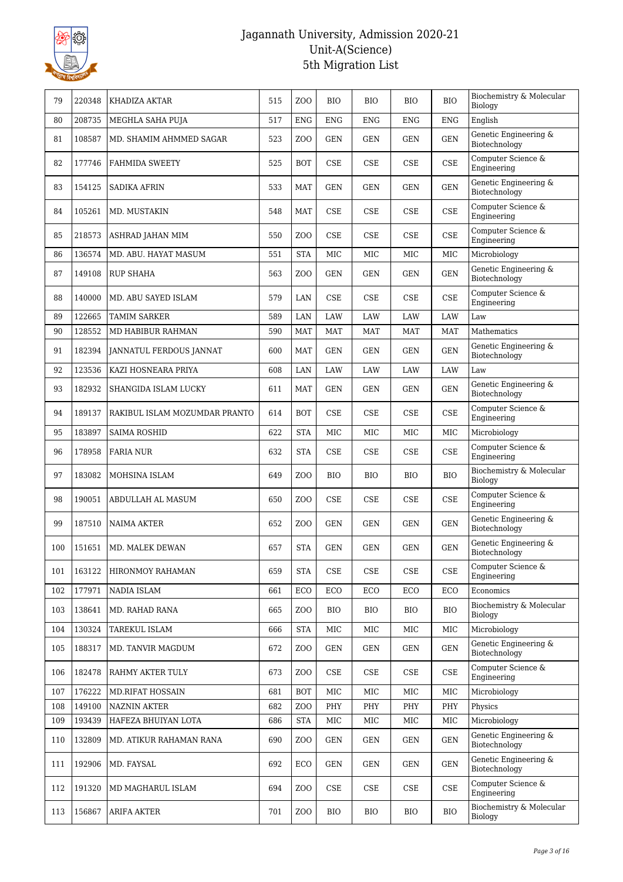# Jagannath University, Admission 2020-21
## Unit-A(Science)
## 5th Migration List

| | | | | | | | | | |
|---|---|---|---|---|---|---|---|---|---|
| 79 | 220348 | KHADIZA AKTAR | 515 | ZOO | BIO | BIO | BIO | BIO | Biochemistry & Molecular Biology |
| 80 | 208735 | MEGHLA SAHA PUJA | 517 | ENG | ENG | ENG | ENG | ENG | English |
| 81 | 108587 | MD. SHAMIM AHMMED SAGAR | 523 | ZOO | GEN | GEN | GEN | GEN | Genetic Engineering & Biotechnology |
| 82 | 177746 | FAHMIDA SWEETY | 525 | BOT | CSE | CSE | CSE | CSE | Computer Science & Engineering |
| 83 | 154125 | SADIKA AFRIN | 533 | MAT | GEN | GEN | GEN | GEN | Genetic Engineering & Biotechnology |
| 84 | 105261 | MD. MUSTAKIN | 548 | MAT | CSE | CSE | CSE | CSE | Computer Science & Engineering |
| 85 | 218573 | ASHRAD JAHAN MIM | 550 | ZOO | CSE | CSE | CSE | CSE | Computer Science & Engineering |
| 86 | 136574 | MD. ABU. HAYAT MASUM | 551 | STA | MIC | MIC | MIC | MIC | Microbiology |
| 87 | 149108 | RUP SHAHA | 563 | ZOO | GEN | GEN | GEN | GEN | Genetic Engineering & Biotechnology |
| 88 | 140000 | MD. ABU SAYED ISLAM | 579 | LAN | CSE | CSE | CSE | CSE | Computer Science & Engineering |
| 89 | 122665 | TAMIM SARKER | 589 | LAN | LAW | LAW | LAW | LAW | Law |
| 90 | 128552 | MD HABIBUR RAHMAN | 590 | MAT | MAT | MAT | MAT | MAT | Mathematics |
| 91 | 182394 | JANNATUL FERDOUS JANNAT | 600 | MAT | GEN | GEN | GEN | GEN | Genetic Engineering & Biotechnology |
| 92 | 123536 | KAZI HOSNEARA PRIYA | 608 | LAN | LAW | LAW | LAW | LAW | Law |
| 93 | 182932 | SHANGIDA ISLAM LUCKY | 611 | MAT | GEN | GEN | GEN | GEN | Genetic Engineering & Biotechnology |
| 94 | 189137 | RAKIBUL ISLAM MOZUMDAR PRANTO | 614 | BOT | CSE | CSE | CSE | CSE | Computer Science & Engineering |
| 95 | 183897 | SAIMA ROSHID | 622 | STA | MIC | MIC | MIC | MIC | Microbiology |
| 96 | 178958 | FARIA NUR | 632 | STA | CSE | CSE | CSE | CSE | Computer Science & Engineering |
| 97 | 183082 | MOHSINA ISLAM | 649 | ZOO | BIO | BIO | BIO | BIO | Biochemistry & Molecular Biology |
| 98 | 190051 | ABDULLAH AL MASUM | 650 | ZOO | CSE | CSE | CSE | CSE | Computer Science & Engineering |
| 99 | 187510 | NAIMA AKTER | 652 | ZOO | GEN | GEN | GEN | GEN | Genetic Engineering & Biotechnology |
| 100 | 151651 | MD. MALEK DEWAN | 657 | STA | GEN | GEN | GEN | GEN | Genetic Engineering & Biotechnology |
| 101 | 163122 | HIRONMOY RAHAMAN | 659 | STA | CSE | CSE | CSE | CSE | Computer Science & Engineering |
| 102 | 177971 | NADIA ISLAM | 661 | ECO | ECO | ECO | ECO | ECO | Economics |
| 103 | 138641 | MD. RAHAD RANA | 665 | ZOO | BIO | BIO | BIO | BIO | Biochemistry & Molecular Biology |
| 104 | 130324 | TAREKUL ISLAM | 666 | STA | MIC | MIC | MIC | MIC | Microbiology |
| 105 | 188317 | MD. TANVIR MAGDUM | 672 | ZOO | GEN | GEN | GEN | GEN | Genetic Engineering & Biotechnology |
| 106 | 182478 | RAHMY AKTER TULY | 673 | ZOO | CSE | CSE | CSE | CSE | Computer Science & Engineering |
| 107 | 176222 | MD.RIFAT HOSSAIN | 681 | BOT | MIC | MIC | MIC | MIC | Microbiology |
| 108 | 149100 | NAZNIN AKTER | 682 | ZOO | PHY | PHY | PHY | PHY | Physics |
| 109 | 193439 | HAFEZA BHUIYAN LOTA | 686 | STA | MIC | MIC | MIC | MIC | Microbiology |
| 110 | 132809 | MD. ATIKUR RAHAMAN RANA | 690 | ZOO | GEN | GEN | GEN | GEN | Genetic Engineering & Biotechnology |
| 111 | 192906 | MD. FAYSAL | 692 | ECO | GEN | GEN | GEN | GEN | Genetic Engineering & Biotechnology |
| 112 | 191320 | MD MAGHARUL ISLAM | 694 | ZOO | CSE | CSE | CSE | CSE | Computer Science & Engineering |
| 113 | 156867 | ARIFA AKTER | 701 | ZOO | BIO | BIO | BIO | BIO | Biochemistry & Molecular Biology |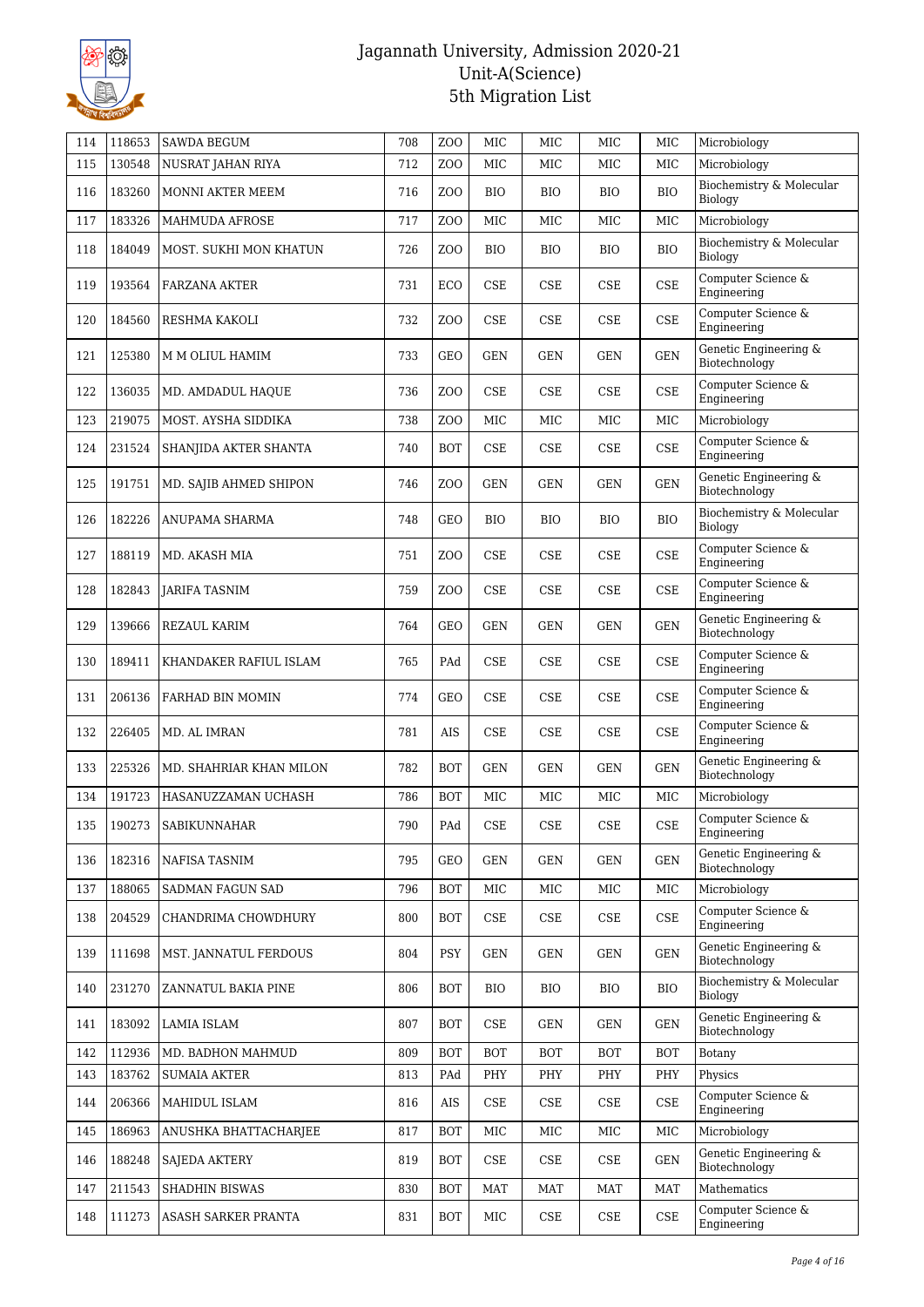# Jagannath University, Admission 2020-21
## Unit-A(Science)
## 5th Migration List

| | | | | | | | | | |
|---|---|---|---|---|---|---|---|---|---|
| 114 | 118653 | SAWDA BEGUM | 708 | ZOO | MIC | MIC | MIC | MIC | Microbiology |
| 115 | 130548 | NUSRAT JAHAN RIYA | 712 | ZOO | MIC | MIC | MIC | MIC | Microbiology |
| 116 | 183260 | MONNI AKTER MEEM | 716 | ZOO | BIO | BIO | BIO | BIO | Biochemistry & Molecular Biology |
| 117 | 183326 | MAHMUDA AFROSE | 717 | ZOO | MIC | MIC | MIC | MIC | Microbiology |
| 118 | 184049 | MOST. SUKHI MON KHATUN | 726 | ZOO | BIO | BIO | BIO | BIO | Biochemistry & Molecular Biology |
| 119 | 193564 | FARZANA AKTER | 731 | ECO | CSE | CSE | CSE | CSE | Computer Science & Engineering |
| 120 | 184560 | RESHMA KAKOLI | 732 | ZOO | CSE | CSE | CSE | CSE | Computer Science & Engineering |
| 121 | 125380 | M M OLIUL HAMIM | 733 | GEO | GEN | GEN | GEN | GEN | Genetic Engineering & Biotechnology |
| 122 | 136035 | MD. AMDADUL HAQUE | 736 | ZOO | CSE | CSE | CSE | CSE | Computer Science & Engineering |
| 123 | 219075 | MOST. AYSHA SIDDIKA | 738 | ZOO | MIC | MIC | MIC | MIC | Microbiology |
| 124 | 231524 | SHANJIDA AKTER SHANTA | 740 | BOT | CSE | CSE | CSE | CSE | Computer Science & Engineering |
| 125 | 191751 | MD. SAJIB AHMED SHIPON | 746 | ZOO | GEN | GEN | GEN | GEN | Genetic Engineering & Biotechnology |
| 126 | 182226 | ANUPAMA SHARMA | 748 | GEO | BIO | BIO | BIO | BIO | Biochemistry & Molecular Biology |
| 127 | 188119 | MD. AKASH MIA | 751 | ZOO | CSE | CSE | CSE | CSE | Computer Science & Engineering |
| 128 | 182843 | JARIFA TASNIM | 759 | ZOO | CSE | CSE | CSE | CSE | Computer Science & Engineering |
| 129 | 139666 | REZAUL KARIM | 764 | GEO | GEN | GEN | GEN | GEN | Genetic Engineering & Biotechnology |
| 130 | 189411 | KHANDAKER RAFIUL ISLAM | 765 | PAd | CSE | CSE | CSE | CSE | Computer Science & Engineering |
| 131 | 206136 | FARHAD BIN MOMIN | 774 | GEO | CSE | CSE | CSE | CSE | Computer Science & Engineering |
| 132 | 226405 | MD. AL IMRAN | 781 | AIS | CSE | CSE | CSE | CSE | Computer Science & Engineering |
| 133 | 225326 | MD. SHAHRIAR KHAN MILON | 782 | BOT | GEN | GEN | GEN | GEN | Genetic Engineering & Biotechnology |
| 134 | 191723 | HASANUZZAMAN UCHASH | 786 | BOT | MIC | MIC | MIC | MIC | Microbiology |
| 135 | 190273 | SABIKUNNAHAR | 790 | PAd | CSE | CSE | CSE | CSE | Computer Science & Engineering |
| 136 | 182316 | NAFISA TASNIM | 795 | GEO | GEN | GEN | GEN | GEN | Genetic Engineering & Biotechnology |
| 137 | 188065 | SADMAN FAGUN SAD | 796 | BOT | MIC | MIC | MIC | MIC | Microbiology |
| 138 | 204529 | CHANDRIMA CHOWDHURY | 800 | BOT | CSE | CSE | CSE | CSE | Computer Science & Engineering |
| 139 | 111698 | MST. JANNATUL FERDOUS | 804 | PSY | GEN | GEN | GEN | GEN | Genetic Engineering & Biotechnology |
| 140 | 231270 | ZANNATUL BAKIA PINE | 806 | BOT | BIO | BIO | BIO | BIO | Biochemistry & Molecular Biology |
| 141 | 183092 | LAMIA ISLAM | 807 | BOT | CSE | GEN | GEN | GEN | Genetic Engineering & Biotechnology |
| 142 | 112936 | MD. BADHON MAHMUD | 809 | BOT | BOT | BOT | BOT | BOT | Botany |
| 143 | 183762 | SUMAIA AKTER | 813 | PAd | PHY | PHY | PHY | PHY | Physics |
| 144 | 206366 | MAHIDUL ISLAM | 816 | AIS | CSE | CSE | CSE | CSE | Computer Science & Engineering |
| 145 | 186963 | ANUSHKA BHATTACHARJEE | 817 | BOT | MIC | MIC | MIC | MIC | Microbiology |
| 146 | 188248 | SAJEDA AKTERY | 819 | BOT | CSE | CSE | CSE | GEN | Genetic Engineering & Biotechnology |
| 147 | 211543 | SHADHIN BISWAS | 830 | BOT | MAT | MAT | MAT | MAT | Mathematics |
| 148 | 111273 | ASASH SARKER PRANTA | 831 | BOT | MIC | CSE | CSE | CSE | Computer Science & Engineering |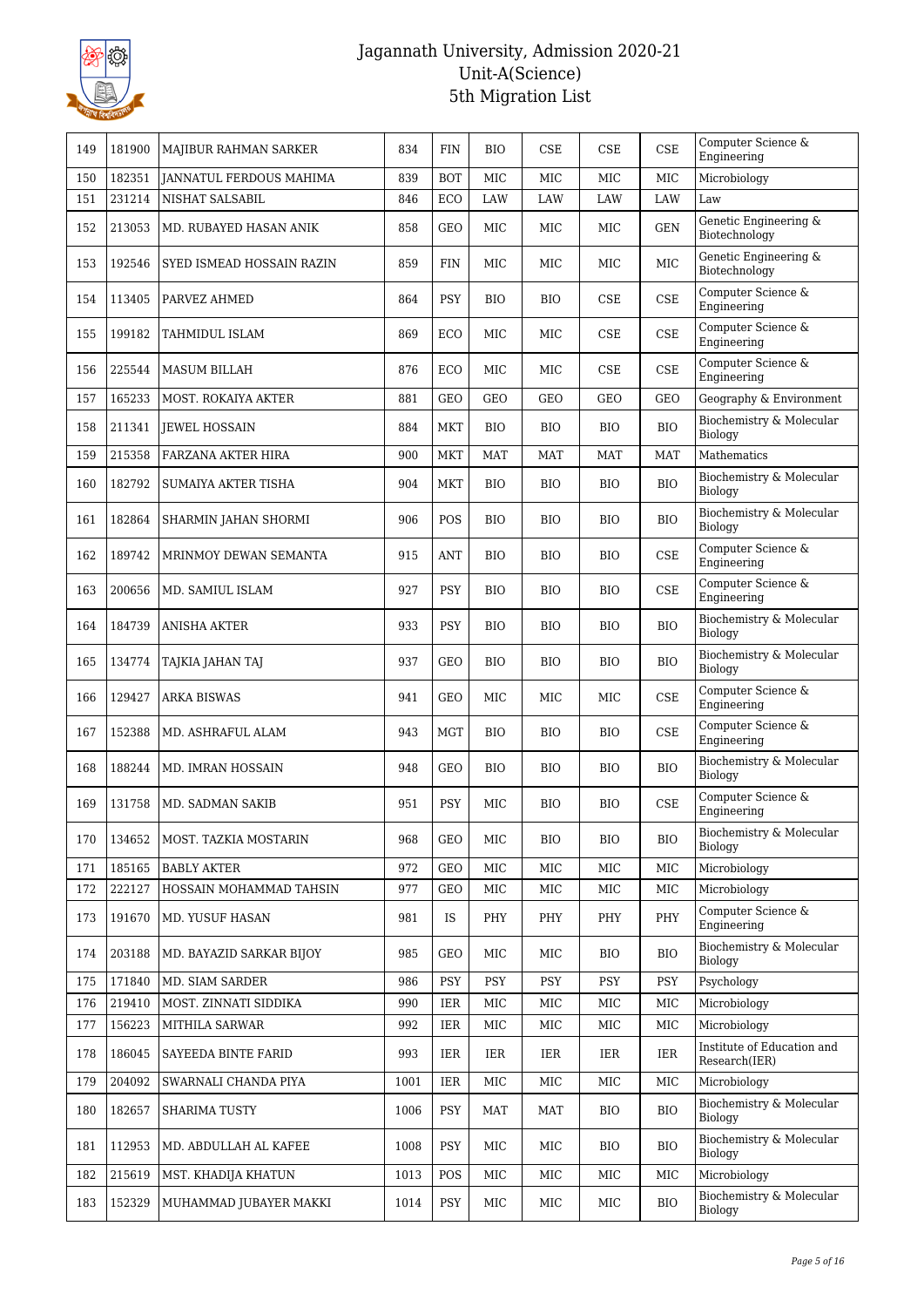# Jagannath University, Admission 2020-21
## Unit-A(Science)
## 5th Migration List

| | | | | | | | | | |
|---|---|---|---|---|---|---|---|---|---|
| 149 | 181900 | MAJIBUR RAHMAN SARKER | 834 | FIN | BIO | CSE | CSE | CSE | Computer Science & Engineering |
| 150 | 182351 | JANNATUL FERDOUS MAHIMA | 839 | BOT | MIC | MIC | MIC | MIC | Microbiology |
| 151 | 231214 | NISHAT SALSABIL | 846 | ECO | LAW | LAW | LAW | LAW | Law |
| 152 | 213053 | MD. RUBAYED HASAN ANIK | 858 | GEO | MIC | MIC | MIC | GEN | Genetic Engineering & Biotechnology |
| 153 | 192546 | SYED ISMEAD HOSSAIN RAZIN | 859 | FIN | MIC | MIC | MIC | MIC | Genetic Engineering & Biotechnology |
| 154 | 113405 | PARVEZ AHMED | 864 | PSY | BIO | BIO | CSE | CSE | Computer Science & Engineering |
| 155 | 199182 | TAHMIDUL ISLAM | 869 | ECO | MIC | MIC | CSE | CSE | Computer Science & Engineering |
| 156 | 225544 | MASUM BILLAH | 876 | ECO | MIC | MIC | CSE | CSE | Computer Science & Engineering |
| 157 | 165233 | MOST. ROKAIYA AKTER | 881 | GEO | GEO | GEO | GEO | GEO | Geography & Environment |
| 158 | 211341 | JEWEL HOSSAIN | 884 | MKT | BIO | BIO | BIO | BIO | Biochemistry & Molecular Biology |
| 159 | 215358 | FARZANA AKTER HIRA | 900 | MKT | MAT | MAT | MAT | MAT | Mathematics |
| 160 | 182792 | SUMAIYA AKTER TISHA | 904 | MKT | BIO | BIO | BIO | BIO | Biochemistry & Molecular Biology |
| 161 | 182864 | SHARMIN JAHAN SHORMI | 906 | POS | BIO | BIO | BIO | BIO | Biochemistry & Molecular Biology |
| 162 | 189742 | MRINMOY DEWAN SEMANTA | 915 | ANT | BIO | BIO | BIO | CSE | Computer Science & Engineering |
| 163 | 200656 | MD. SAMIUL ISLAM | 927 | PSY | BIO | BIO | BIO | CSE | Computer Science & Engineering |
| 164 | 184739 | ANISHA AKTER | 933 | PSY | BIO | BIO | BIO | BIO | Biochemistry & Molecular Biology |
| 165 | 134774 | TAJKIA JAHAN TAJ | 937 | GEO | BIO | BIO | BIO | BIO | Biochemistry & Molecular Biology |
| 166 | 129427 | ARKA BISWAS | 941 | GEO | MIC | MIC | MIC | CSE | Computer Science & Engineering |
| 167 | 152388 | MD. ASHRAFUL ALAM | 943 | MGT | BIO | BIO | BIO | CSE | Computer Science & Engineering |
| 168 | 188244 | MD. IMRAN HOSSAIN | 948 | GEO | BIO | BIO | BIO | BIO | Biochemistry & Molecular Biology |
| 169 | 131758 | MD. SADMAN SAKIB | 951 | PSY | MIC | BIO | BIO | CSE | Computer Science & Engineering |
| 170 | 134652 | MOST. TAZKIA MOSTARIN | 968 | GEO | MIC | BIO | BIO | BIO | Biochemistry & Molecular Biology |
| 171 | 185165 | BABLY AKTER | 972 | GEO | MIC | MIC | MIC | MIC | Microbiology |
| 172 | 222127 | HOSSAIN MOHAMMAD TAHSIN | 977 | GEO | MIC | MIC | MIC | MIC | Microbiology |
| 173 | 191670 | MD. YUSUF HASAN | 981 | IS | PHY | PHY | PHY | PHY | Computer Science & Engineering |
| 174 | 203188 | MD. BAYAZID SARKAR BIJOY | 985 | GEO | MIC | MIC | BIO | BIO | Biochemistry & Molecular Biology |
| 175 | 171840 | MD. SIAM SARDER | 986 | PSY | PSY | PSY | PSY | PSY | Psychology |
| 176 | 219410 | MOST. ZINNATI SIDDIKA | 990 | IER | MIC | MIC | MIC | MIC | Microbiology |
| 177 | 156223 | MITHILA SARWAR | 992 | IER | MIC | MIC | MIC | MIC | Microbiology |
| 178 | 186045 | SAYEEDA BINTE FARID | 993 | IER | IER | IER | IER | IER | Institute of Education and Research(IER) |
| 179 | 204092 | SWARNALI CHANDA PIYA | 1001 | IER | MIC | MIC | MIC | MIC | Microbiology |
| 180 | 182657 | SHARIMA TUSTY | 1006 | PSY | MAT | MAT | BIO | BIO | Biochemistry & Molecular Biology |
| 181 | 112953 | MD. ABDULLAH AL KAFEE | 1008 | PSY | MIC | MIC | BIO | BIO | Biochemistry & Molecular Biology |
| 182 | 215619 | MST. KHADIJA KHATUN | 1013 | POS | MIC | MIC | MIC | MIC | Microbiology |
| 183 | 152329 | MUHAMMAD JUBAYER MAKKI | 1014 | PSY | MIC | MIC | MIC | BIO | Biochemistry & Molecular Biology |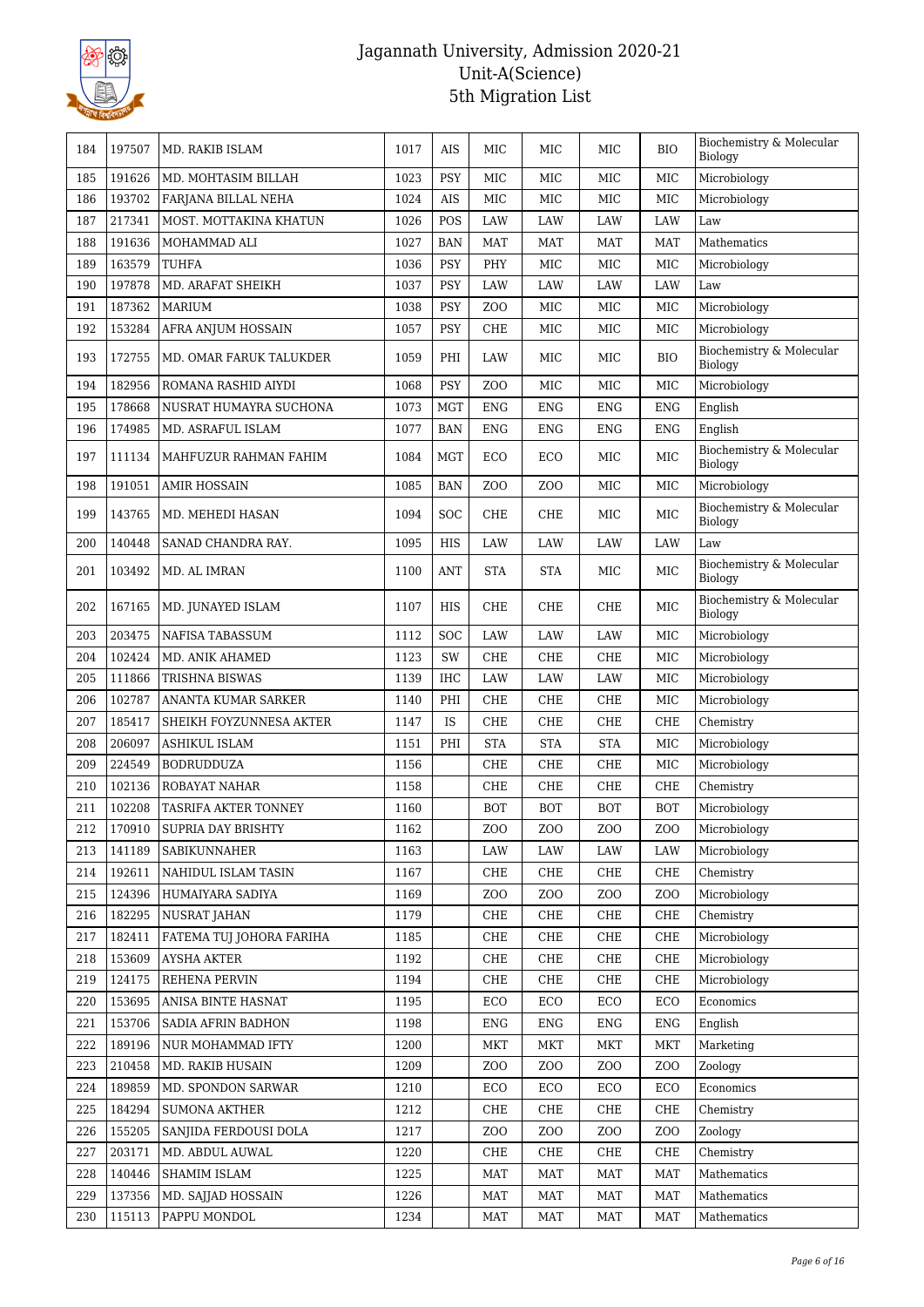# Jagannath University, Admission 2020-21
## Unit-A(Science)
## 5th Migration List

| | | | | | | | | | |
|---|---|---|---|---|---|---|---|---|---|
| 184 | 197507 | MD. RAKIB ISLAM | 1017 | AIS | MIC | MIC | MIC | BIO | Biochemistry & Molecular Biology |
| 185 | 191626 | MD. MOHTASIM BILLAH | 1023 | PSY | MIC | MIC | MIC | MIC | Microbiology |
| 186 | 193702 | FARJANA BILLAL NEHA | 1024 | AIS | MIC | MIC | MIC | MIC | Microbiology |
| 187 | 217341 | MOST. MOTTAKINA KHATUN | 1026 | POS | LAW | LAW | LAW | LAW | Law |
| 188 | 191636 | MOHAMMAD ALI | 1027 | BAN | MAT | MAT | MAT | MAT | Mathematics |
| 189 | 163579 | TUHFA | 1036 | PSY | PHY | MIC | MIC | MIC | Microbiology |
| 190 | 197878 | MD. ARAFAT SHEIKH | 1037 | PSY | LAW | LAW | LAW | LAW | Law |
| 191 | 187362 | MARIUM | 1038 | PSY | ZOO | MIC | MIC | MIC | Microbiology |
| 192 | 153284 | AFRA ANJUM HOSSAIN | 1057 | PSY | CHE | MIC | MIC | MIC | Microbiology |
| 193 | 172755 | MD. OMAR FARUK TALUKDER | 1059 | PHI | LAW | MIC | MIC | BIO | Biochemistry & Molecular Biology |
| 194 | 182956 | ROMANA RASHID AIYDI | 1068 | PSY | ZOO | MIC | MIC | MIC | Microbiology |
| 195 | 178668 | NUSRAT HUMAYRA SUCHONA | 1073 | MGT | ENG | ENG | ENG | ENG | English |
| 196 | 174985 | MD. ASRAFUL ISLAM | 1077 | BAN | ENG | ENG | ENG | ENG | English |
| 197 | 111134 | MAHFUZUR RAHMAN FAHIM | 1084 | MGT | ECO | ECO | MIC | MIC | Biochemistry & Molecular Biology |
| 198 | 191051 | AMIR HOSSAIN | 1085 | BAN | ZOO | ZOO | MIC | MIC | Microbiology |
| 199 | 143765 | MD. MEHEDI HASAN | 1094 | SOC | CHE | CHE | MIC | MIC | Biochemistry & Molecular Biology |
| 200 | 140448 | SANAD CHANDRA RAY. | 1095 | HIS | LAW | LAW | LAW | LAW | Law |
| 201 | 103492 | MD. AL IMRAN | 1100 | ANT | STA | STA | MIC | MIC | Biochemistry & Molecular Biology |
| 202 | 167165 | MD. JUNAYED ISLAM | 1107 | HIS | CHE | CHE | CHE | MIC | Biochemistry & Molecular Biology |
| 203 | 203475 | NAFISA TABASSUM | 1112 | SOC | LAW | LAW | LAW | MIC | Microbiology |
| 204 | 102424 | MD. ANIK AHAMED | 1123 | SW | CHE | CHE | CHE | MIC | Microbiology |
| 205 | 111866 | TRISHNA BISWAS | 1139 | IHC | LAW | LAW | LAW | MIC | Microbiology |
| 206 | 102787 | ANANTA KUMAR SARKER | 1140 | PHI | CHE | CHE | CHE | MIC | Microbiology |
| 207 | 185417 | SHEIKH FOYZUNNESA AKTER | 1147 | IS | CHE | CHE | CHE | CHE | Chemistry |
| 208 | 206097 | ASHIKUL ISLAM | 1151 | PHI | STA | STA | STA | MIC | Microbiology |
| 209 | 224549 | BODRUDDUZA | 1156 | | CHE | CHE | CHE | MIC | Microbiology |
| 210 | 102136 | ROBAYAT NAHAR | 1158 | | CHE | CHE | CHE | CHE | Chemistry |
| 211 | 102208 | TASRIFA AKTER TONNEY | 1160 | | BOT | BOT | BOT | BOT | Microbiology |
| 212 | 170910 | SUPRIA DAY BRISHTY | 1162 | | ZOO | ZOO | ZOO | ZOO | Microbiology |
| 213 | 141189 | SABIKUNNAHER | 1163 | | LAW | LAW | LAW | LAW | Microbiology |
| 214 | 192611 | NAHIDUL ISLAM TASIN | 1167 | | CHE | CHE | CHE | CHE | Chemistry |
| 215 | 124396 | HUMAIYARA SADIYA | 1169 | | ZOO | ZOO | ZOO | ZOO | Microbiology |
| 216 | 182295 | NUSRAT JAHAN | 1179 | | CHE | CHE | CHE | CHE | Chemistry |
| 217 | 182411 | FATEMA TUJ JOHORA FARIHA | 1185 | | CHE | CHE | CHE | CHE | Microbiology |
| 218 | 153609 | AYSHA AKTER | 1192 | | CHE | CHE | CHE | CHE | Microbiology |
| 219 | 124175 | REHENA PERVIN | 1194 | | CHE | CHE | CHE | CHE | Microbiology |
| 220 | 153695 | ANISA BINTE HASNAT | 1195 | | ECO | ECO | ECO | ECO | Economics |
| 221 | 153706 | SADIA AFRIN BADHON | 1198 | | ENG | ENG | ENG | ENG | English |
| 222 | 189196 | NUR MOHAMMAD IFTY | 1200 | | MKT | MKT | MKT | MKT | Marketing |
| 223 | 210458 | MD. RAKIB HUSAIN | 1209 | | ZOO | ZOO | ZOO | ZOO | Zoology |
| 224 | 189859 | MD. SPONDON SARWAR | 1210 | | ECO | ECO | ECO | ECO | Economics |
| 225 | 184294 | SUMONA AKTHER | 1212 | | CHE | CHE | CHE | CHE | Chemistry |
| 226 | 155205 | SANJIDA FERDOUSI DOLA | 1217 | | ZOO | ZOO | ZOO | ZOO | Zoology |
| 227 | 203171 | MD. ABDUL AUWAL | 1220 | | CHE | CHE | CHE | CHE | Chemistry |
| 228 | 140446 | SHAMIM ISLAM | 1225 | | MAT | MAT | MAT | MAT | Mathematics |
| 229 | 137356 | MD. SAJJAD HOSSAIN | 1226 | | MAT | MAT | MAT | MAT | Mathematics |
| 230 | 115113 | PAPPU MONDOL | 1234 | | MAT | MAT | MAT | MAT | Mathematics |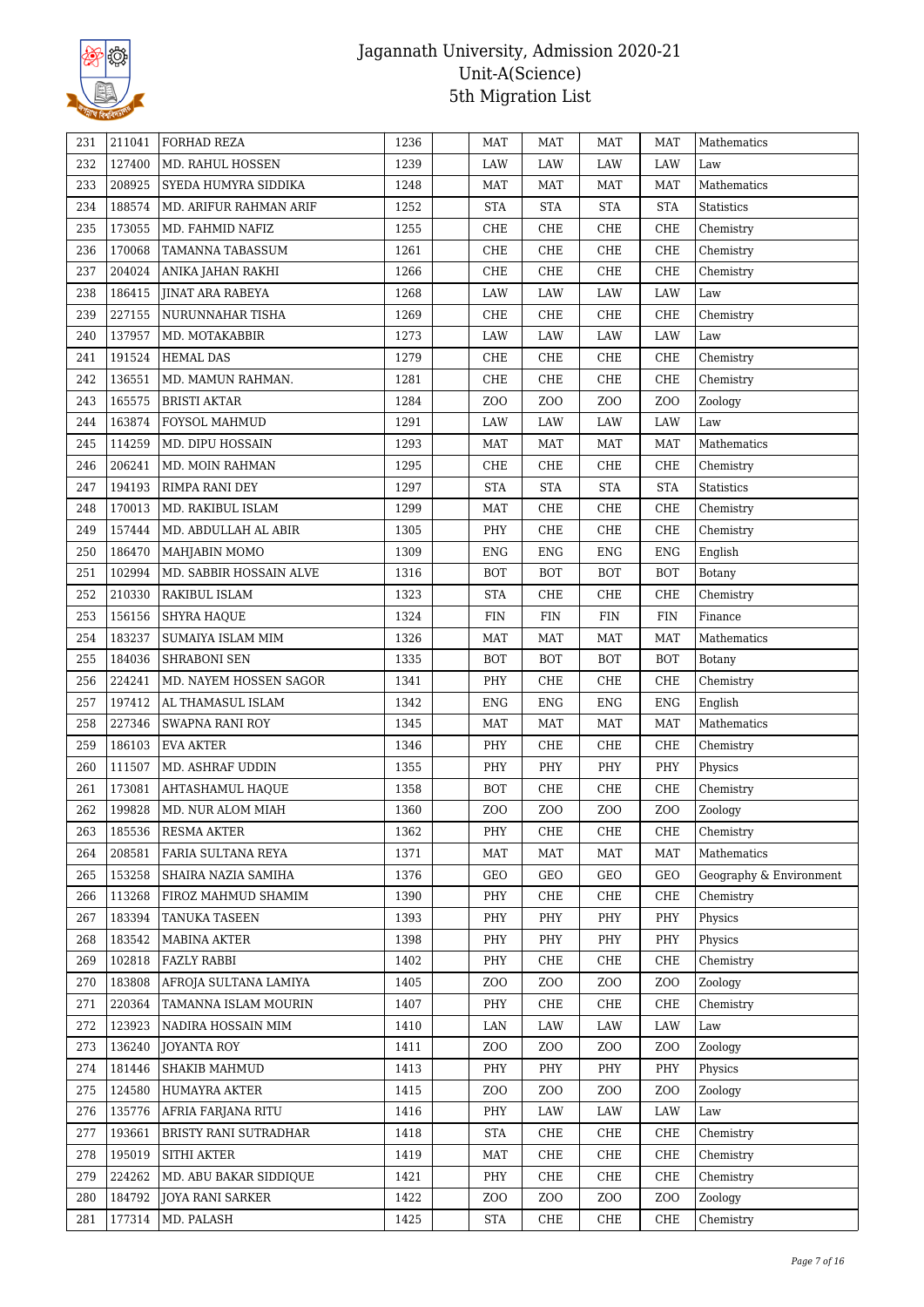# Jagannath University, Admission 2020-21
## Unit-A(Science)
## 5th Migration List

| | | | | | | | | | |
|---|---|---|---|---|---|---|---|---|---|
| 231 | 211041 | FORHAD REZA | 1236 | | MAT | MAT | MAT | MAT | Mathematics |
| 232 | 127400 | MD. RAHUL HOSSEN | 1239 | | LAW | LAW | LAW | LAW | Law |
| 233 | 208925 | SYEDA HUMYRA SIDDIKA | 1248 | | MAT | MAT | MAT | MAT | Mathematics |
| 234 | 188574 | MD. ARIFUR RAHMAN ARIF | 1252 | | STA | STA | STA | STA | Statistics |
| 235 | 173055 | MD. FAHMID NAFIZ | 1255 | | CHE | CHE | CHE | CHE | Chemistry |
| 236 | 170068 | TAMANNA TABASSUM | 1261 | | CHE | CHE | CHE | CHE | Chemistry |
| 237 | 204024 | ANIKA JAHAN RAKHI | 1266 | | CHE | CHE | CHE | CHE | Chemistry |
| 238 | 186415 | JINAT ARA RABEYA | 1268 | | LAW | LAW | LAW | LAW | Law |
| 239 | 227155 | NURUNNAHAR TISHA | 1269 | | CHE | CHE | CHE | CHE | Chemistry |
| 240 | 137957 | MD. MOTAKABBIR | 1273 | | LAW | LAW | LAW | LAW | Law |
| 241 | 191524 | HEMAL DAS | 1279 | | CHE | CHE | CHE | CHE | Chemistry |
| 242 | 136551 | MD. MAMUN RAHMAN. | 1281 | | CHE | CHE | CHE | CHE | Chemistry |
| 243 | 165575 | BRISTI AKTAR | 1284 | | ZOO | ZOO | ZOO | ZOO | Zoology |
| 244 | 163874 | FOYSOL MAHMUD | 1291 | | LAW | LAW | LAW | LAW | Law |
| 245 | 114259 | MD. DIPU HOSSAIN | 1293 | | MAT | MAT | MAT | MAT | Mathematics |
| 246 | 206241 | MD. MOIN RAHMAN | 1295 | | CHE | CHE | CHE | CHE | Chemistry |
| 247 | 194193 | RIMPA RANI DEY | 1297 | | STA | STA | STA | STA | Statistics |
| 248 | 170013 | MD. RAKIBUL ISLAM | 1299 | | MAT | CHE | CHE | CHE | Chemistry |
| 249 | 157444 | MD. ABDULLAH AL ABIR | 1305 | | PHY | CHE | CHE | CHE | Chemistry |
| 250 | 186470 | MAHJABIN MOMO | 1309 | | ENG | ENG | ENG | ENG | English |
| 251 | 102994 | MD. SABBIR HOSSAIN ALVE | 1316 | | BOT | BOT | BOT | BOT | Botany |
| 252 | 210330 | RAKIBUL ISLAM | 1323 | | STA | CHE | CHE | CHE | Chemistry |
| 253 | 156156 | SHYRA HAQUE | 1324 | | FIN | FIN | FIN | FIN | Finance |
| 254 | 183237 | SUMAIYA ISLAM MIM | 1326 | | MAT | MAT | MAT | MAT | Mathematics |
| 255 | 184036 | SHRABONI SEN | 1335 | | BOT | BOT | BOT | BOT | Botany |
| 256 | 224241 | MD. NAYEM HOSSEN SAGOR | 1341 | | PHY | CHE | CHE | CHE | Chemistry |
| 257 | 197412 | AL THAMASUL ISLAM | 1342 | | ENG | ENG | ENG | ENG | English |
| 258 | 227346 | SWAPNA RANI ROY | 1345 | | MAT | MAT | MAT | MAT | Mathematics |
| 259 | 186103 | EVA AKTER | 1346 | | PHY | CHE | CHE | CHE | Chemistry |
| 260 | 111507 | MD. ASHRAF UDDIN | 1355 | | PHY | PHY | PHY | PHY | Physics |
| 261 | 173081 | AHTASHAMUL HAQUE | 1358 | | BOT | CHE | CHE | CHE | Chemistry |
| 262 | 199828 | MD. NUR ALOM MIAH | 1360 | | ZOO | ZOO | ZOO | ZOO | Zoology |
| 263 | 185536 | RESMA AKTER | 1362 | | PHY | CHE | CHE | CHE | Chemistry |
| 264 | 208581 | FARIA SULTANA REYA | 1371 | | MAT | MAT | MAT | MAT | Mathematics |
| 265 | 153258 | SHAIRA NAZIA SAMIHA | 1376 | | GEO | GEO | GEO | GEO | Geography & Environment |
| 266 | 113268 | FIROZ MAHMUD SHAMIM | 1390 | | PHY | CHE | CHE | CHE | Chemistry |
| 267 | 183394 | TANUKA TASEEN | 1393 | | PHY | PHY | PHY | PHY | Physics |
| 268 | 183542 | MABINA AKTER | 1398 | | PHY | PHY | PHY | PHY | Physics |
| 269 | 102818 | FAZLY RABBI | 1402 | | PHY | CHE | CHE | CHE | Chemistry |
| 270 | 183808 | AFROJA SULTANA LAMIYA | 1405 | | ZOO | ZOO | ZOO | ZOO | Zoology |
| 271 | 220364 | TAMANNA ISLAM MOURIN | 1407 | | PHY | CHE | CHE | CHE | Chemistry |
| 272 | 123923 | NADIRA HOSSAIN MIM | 1410 | | LAN | LAW | LAW | LAW | Law |
| 273 | 136240 | JOYANTA ROY | 1411 | | ZOO | ZOO | ZOO | ZOO | Zoology |
| 274 | 181446 | SHAKIB MAHMUD | 1413 | | PHY | PHY | PHY | PHY | Physics |
| 275 | 124580 | HUMAYRA AKTER | 1415 | | ZOO | ZOO | ZOO | ZOO | Zoology |
| 276 | 135776 | AFRIA FARJANA RITU | 1416 | | PHY | LAW | LAW | LAW | Law |
| 277 | 193661 | BRISTY RANI SUTRADHAR | 1418 | | STA | CHE | CHE | CHE | Chemistry |
| 278 | 195019 | SITHI AKTER | 1419 | | MAT | CHE | CHE | CHE | Chemistry |
| 279 | 224262 | MD. ABU BAKAR SIDDIQUE | 1421 | | PHY | CHE | CHE | CHE | Chemistry |
| 280 | 184792 | JOYA RANI SARKER | 1422 | | ZOO | ZOO | ZOO | ZOO | Zoology |
| 281 | 177314 | MD. PALASH | 1425 | | STA | CHE | CHE | CHE | Chemistry |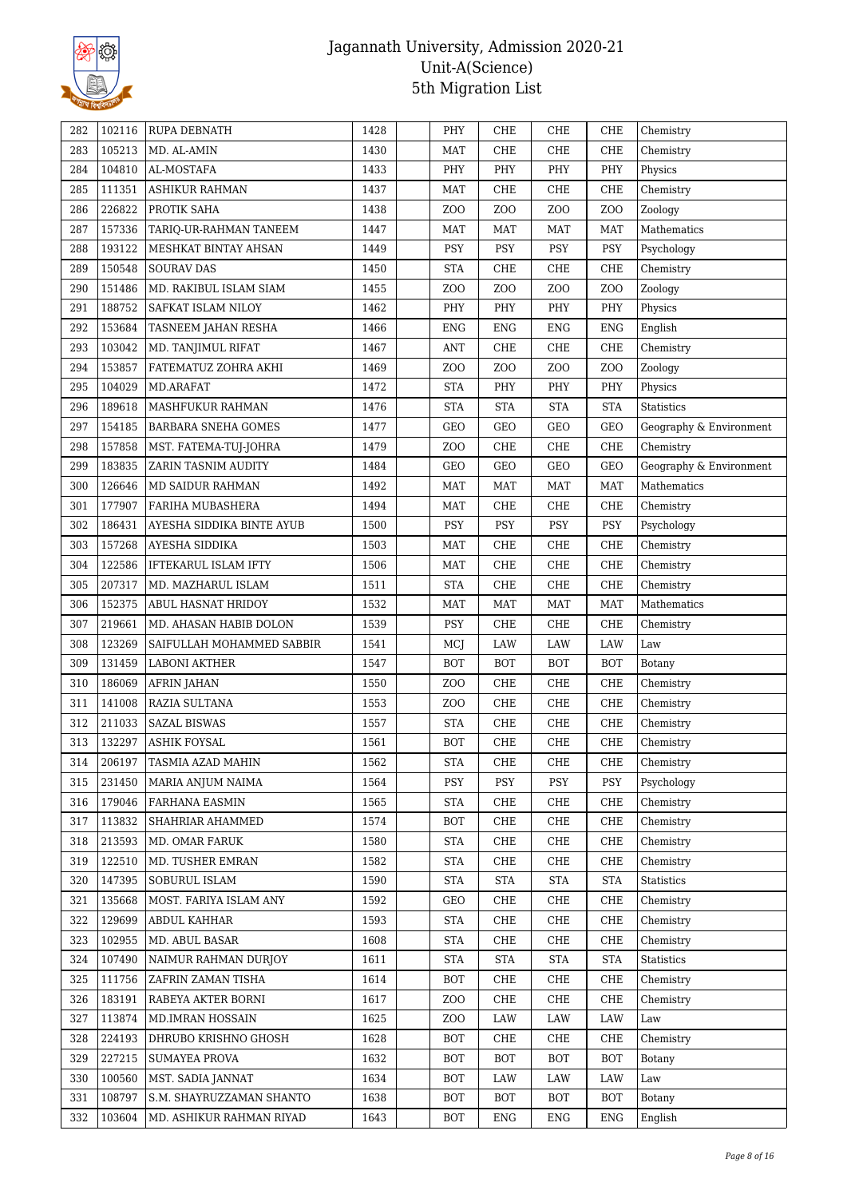| 282 | 102116 | RUPA DEBNATH | 1428 | | PHY | CHE | CHE | CHE | Chemistry |
|---|---|---|---|---|---|---|---|---|---|
| 283 | 105213 | MD. AL-AMIN | 1430 | | MAT | CHE | CHE | CHE | Chemistry |
| 284 | 104810 | AL-MOSTAFA | 1433 | | PHY | PHY | PHY | PHY | Physics |
| 285 | 111351 | ASHIKUR RAHMAN | 1437 | | MAT | CHE | CHE | CHE | Chemistry |
| 286 | 226822 | PROTIK SAHA | 1438 | | ZOO | ZOO | ZOO | ZOO | Zoology |
| 287 | 157336 | TARIQ-UR-RAHMAN TANEEM | 1447 | | MAT | MAT | MAT | MAT | Mathematics |
| 288 | 193122 | MESHKAT BINTAY AHSAN | 1449 | | PSY | PSY | PSY | PSY | Psychology |
| 289 | 150548 | SOURAV DAS | 1450 | | STA | CHE | CHE | CHE | Chemistry |
| 290 | 151486 | MD. RAKIBUL ISLAM SIAM | 1455 | | ZOO | ZOO | ZOO | ZOO | Zoology |
| 291 | 188752 | SAFKAT ISLAM NILOY | 1462 | | PHY | PHY | PHY | PHY | Physics |
| 292 | 153684 | TASNEEM JAHAN RESHA | 1466 | | ENG | ENG | ENG | ENG | English |
| 293 | 103042 | MD. TANJIMUL RIFAT | 1467 | | ANT | CHE | CHE | CHE | Chemistry |
| 294 | 153857 | FATEMATUZ ZOHRA AKHI | 1469 | | ZOO | ZOO | ZOO | ZOO | Zoology |
| 295 | 104029 | MD.ARAFAT | 1472 | | STA | PHY | PHY | PHY | Physics |
| 296 | 189618 | MASHFUKUR RAHMAN | 1476 | | STA | STA | STA | STA | Statistics |
| 297 | 154185 | BARBARA SNEHA GOMES | 1477 | | GEO | GEO | GEO | GEO | Geography & Environment |
| 298 | 157858 | MST. FATEMA-TUJ-JOHRA | 1479 | | ZOO | CHE | CHE | CHE | Chemistry |
| 299 | 183835 | ZARIN TASNIM AUDITY | 1484 | | GEO | GEO | GEO | GEO | Geography & Environment |
| 300 | 126646 | MD SAIDUR RAHMAN | 1492 | | MAT | MAT | MAT | MAT | Mathematics |
| 301 | 177907 | FARIHA MUBASHERA | 1494 | | MAT | CHE | CHE | CHE | Chemistry |
| 302 | 186431 | AYESHA SIDDIKA BINTE AYUB | 1500 | | PSY | PSY | PSY | PSY | Psychology |
| 303 | 157268 | AYESHA SIDDIKA | 1503 | | MAT | CHE | CHE | CHE | Chemistry |
| 304 | 122586 | IFTEKARUL ISLAM IFTY | 1506 | | MAT | CHE | CHE | CHE | Chemistry |
| 305 | 207317 | MD. MAZHARUL ISLAM | 1511 | | STA | CHE | CHE | CHE | Chemistry |
| 306 | 152375 | ABUL HASNAT HRIDOY | 1532 | | MAT | MAT | MAT | MAT | Mathematics |
| 307 | 219661 | MD. AHASAN HABIB DOLON | 1539 | | PSY | CHE | CHE | CHE | Chemistry |
| 308 | 123269 | SAIFULLAH MOHAMMED SABBIR | 1541 | | MCJ | LAW | LAW | LAW | Law |
| 309 | 131459 | LABONI AKTHER | 1547 | | BOT | BOT | BOT | BOT | Botany |
| 310 | 186069 | AFRIN JAHAN | 1550 | | ZOO | CHE | CHE | CHE | Chemistry |
| 311 | 141008 | RAZIA SULTANA | 1553 | | ZOO | CHE | CHE | CHE | Chemistry |
| 312 | 211033 | SAZAL BISWAS | 1557 | | STA | CHE | CHE | CHE | Chemistry |
| 313 | 132297 | ASHIK FOYSAL | 1561 | | BOT | CHE | CHE | CHE | Chemistry |
| 314 | 206197 | TASMIA AZAD MAHIN | 1562 | | STA | CHE | CHE | CHE | Chemistry |
| 315 | 231450 | MARIA ANJUM NAIMA | 1564 | | PSY | PSY | PSY | PSY | Psychology |
| 316 | 179046 | FARHANA EASMIN | 1565 | | STA | CHE | CHE | CHE | Chemistry |
| 317 | 113832 | SHAHRIAR AHAMMED | 1574 | | BOT | CHE | CHE | CHE | Chemistry |
| 318 | 213593 | MD. OMAR FARUK | 1580 | | STA | CHE | CHE | CHE | Chemistry |
| 319 | 122510 | MD. TUSHER EMRAN | 1582 | | STA | CHE | CHE | CHE | Chemistry |
| 320 | 147395 | SOBURUL ISLAM | 1590 | | STA | STA | STA | STA | Statistics |
| 321 | 135668 | MOST. FARIYA ISLAM ANY | 1592 | | GEO | CHE | CHE | CHE | Chemistry |
| 322 | 129699 | ABDUL KAHHAR | 1593 | | STA | CHE | CHE | CHE | Chemistry |
| 323 | 102955 | MD. ABUL BASAR | 1608 | | STA | CHE | CHE | CHE | Chemistry |
| 324 | 107490 | NAIMUR RAHMAN DURJOY | 1611 | | STA | STA | STA | STA | Statistics |
| 325 | 111756 | ZAFRIN ZAMAN TISHA | 1614 | | BOT | CHE | CHE | CHE | Chemistry |
| 326 | 183191 | RABEYA AKTER BORNI | 1617 | | ZOO | CHE | CHE | CHE | Chemistry |
| 327 | 113874 | MD.IMRAN HOSSAIN | 1625 | | ZOO | LAW | LAW | LAW | Law |
| 328 | 224193 | DHRUBO KRISHNO GHOSH | 1628 | | BOT | CHE | CHE | CHE | Chemistry |
| 329 | 227215 | SUMAYEA PROVA | 1632 | | BOT | BOT | BOT | BOT | Botany |
| 330 | 100560 | MST. SADIA JANNAT | 1634 | | BOT | LAW | LAW | LAW | Law |
| 331 | 108797 | S.M. SHAYRUZZAMAN SHANTO | 1638 | | BOT | BOT | BOT | BOT | Botany |
| 332 | 103604 | MD. ASHIKUR RAHMAN RIYAD | 1643 | | BOT | ENG | ENG | ENG | English |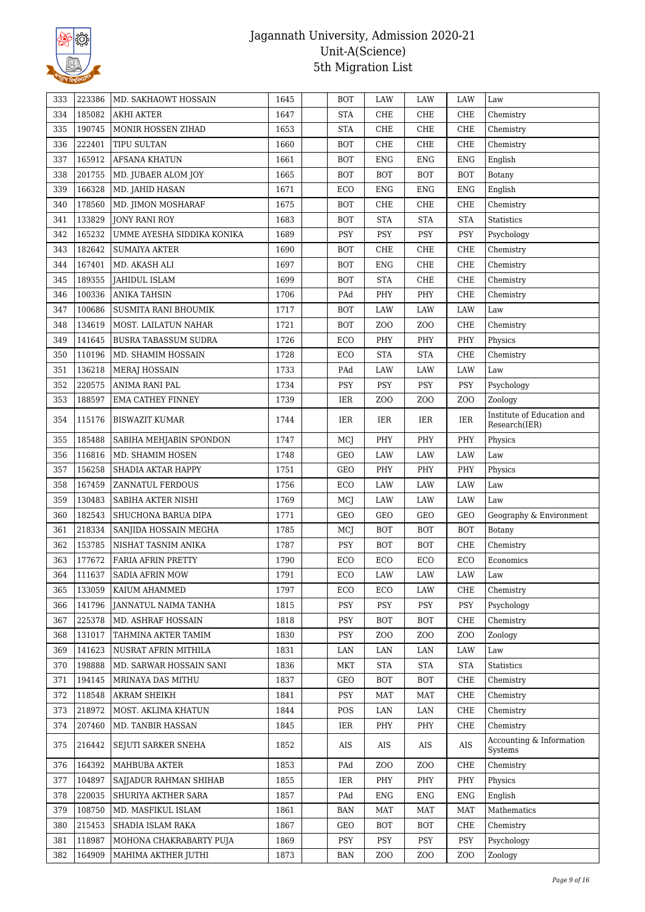# Jagannath University, Admission 2020-21
## Unit-A(Science)
## 5th Migration List

| 333 | 223386 | MD. SAKHAOWT HOSSAIN | 1645 | | BOT | LAW | LAW | LAW | Law |
|---|---|---|---|---|---|---|---|---|---|
| 334 | 185082 | AKHI AKTER | 1647 | | STA | CHE | CHE | CHE | Chemistry |
| 335 | 190745 | MONIR HOSSEN ZIHAD | 1653 | | STA | CHE | CHE | CHE | Chemistry |
| 336 | 222401 | TIPU SULTAN | 1660 | | BOT | CHE | CHE | CHE | Chemistry |
| 337 | 165912 | AFSANA KHATUN | 1661 | | BOT | ENG | ENG | ENG | English |
| 338 | 201755 | MD. JUBAER ALOM JOY | 1665 | | BOT | BOT | BOT | BOT | Botany |
| 339 | 166328 | MD. JAHID HASAN | 1671 | | ECO | ENG | ENG | ENG | English |
| 340 | 178560 | MD. JIMON MOSHARAF | 1675 | | BOT | CHE | CHE | CHE | Chemistry |
| 341 | 133829 | JONY RANI ROY | 1683 | | BOT | STA | STA | STA | Statistics |
| 342 | 165232 | UMME AYESHA SIDDIKA KONIKA | 1689 | | PSY | PSY | PSY | PSY | Psychology |
| 343 | 182642 | SUMAIYA AKTER | 1690 | | BOT | CHE | CHE | CHE | Chemistry |
| 344 | 167401 | MD. AKASH ALI | 1697 | | BOT | ENG | CHE | CHE | Chemistry |
| 345 | 189355 | JAHIDUL ISLAM | 1699 | | BOT | STA | CHE | CHE | Chemistry |
| 346 | 100336 | ANIKA TAHSIN | 1706 | | PAd | PHY | PHY | CHE | Chemistry |
| 347 | 100686 | SUSMITA RANI BHOUMIK | 1717 | | BOT | LAW | LAW | LAW | Law |
| 348 | 134619 | MOST. LAILATUN NAHAR | 1721 | | BOT | ZOO | ZOO | CHE | Chemistry |
| 349 | 141645 | BUSRA TABASSUM SUDRA | 1726 | | ECO | PHY | PHY | PHY | Physics |
| 350 | 110196 | MD. SHAMIM HOSSAIN | 1728 | | ECO | STA | STA | CHE | Chemistry |
| 351 | 136218 | MERAJ HOSSAIN | 1733 | | PAd | LAW | LAW | LAW | Law |
| 352 | 220575 | ANIMA RANI PAL | 1734 | | PSY | PSY | PSY | PSY | Psychology |
| 353 | 188597 | EMA CATHEY FINNEY | 1739 | | IER | ZOO | ZOO | ZOO | Zoology |
| 354 | 115176 | BISWAZIT KUMAR | 1744 | | IER | IER | IER | IER | Institute of Education and Research(IER) |
| 355 | 185488 | SABIHA MEHJABIN SPONDON | 1747 | | MCJ | PHY | PHY | PHY | Physics |
| 356 | 116816 | MD. SHAMIM HOSEN | 1748 | | GEO | LAW | LAW | LAW | Law |
| 357 | 156258 | SHADIA AKTAR HAPPY | 1751 | | GEO | PHY | PHY | PHY | Physics |
| 358 | 167459 | ZANNATUL FERDOUS | 1756 | | ECO | LAW | LAW | LAW | Law |
| 359 | 130483 | SABIHA AKTER NISHI | 1769 | | MCJ | LAW | LAW | LAW | Law |
| 360 | 182543 | SHUCHONA BARUA DIPA | 1771 | | GEO | GEO | GEO | GEO | Geography & Environment |
| 361 | 218334 | SANJIDA HOSSAIN MEGHA | 1785 | | MCJ | BOT | BOT | BOT | Botany |
| 362 | 153785 | NISHAT TASNIM ANIKA | 1787 | | PSY | BOT | BOT | CHE | Chemistry |
| 363 | 177672 | FARIA AFRIN PRETTY | 1790 | | ECO | ECO | ECO | ECO | Economics |
| 364 | 111637 | SADIA AFRIN MOW | 1791 | | ECO | LAW | LAW | LAW | Law |
| 365 | 133059 | KAIUM AHAMMED | 1797 | | ECO | ECO | LAW | CHE | Chemistry |
| 366 | 141796 | JANNATUL NAIMA TANHA | 1815 | | PSY | PSY | PSY | PSY | Psychology |
| 367 | 225378 | MD. ASHRAF HOSSAIN | 1818 | | PSY | BOT | BOT | CHE | Chemistry |
| 368 | 131017 | TAHMINA AKTER TAMIM | 1830 | | PSY | ZOO | ZOO | ZOO | Zoology |
| 369 | 141623 | NUSRAT AFRIN MITHILA | 1831 | | LAN | LAN | LAN | LAW | Law |
| 370 | 198888 | MD. SARWAR HOSSAIN SANI | 1836 | | MKT | STA | STA | STA | Statistics |
| 371 | 194145 | MRINAYA DAS MITHU | 1837 | | GEO | BOT | BOT | CHE | Chemistry |
| 372 | 118548 | AKRAM SHEIKH | 1841 | | PSY | MAT | MAT | CHE | Chemistry |
| 373 | 218972 | MOST. AKLIMA KHATUN | 1844 | | POS | LAN | LAN | CHE | Chemistry |
| 374 | 207460 | MD. TANBIR HASSAN | 1845 | | IER | PHY | PHY | CHE | Chemistry |
| 375 | 216442 | SEJUTI SARKER SNEHA | 1852 | | AIS | AIS | AIS | AIS | Accounting & Information Systems |
| 376 | 164392 | MAHBUBA AKTER | 1853 | | PAd | ZOO | ZOO | CHE | Chemistry |
| 377 | 104897 | SAJJADUR RAHMAN SHIHAB | 1855 | | IER | PHY | PHY | PHY | Physics |
| 378 | 220035 | SHURIYA AKTHER SARA | 1857 | | PAd | ENG | ENG | ENG | English |
| 379 | 108750 | MD. MASFIKUL ISLAM | 1861 | | BAN | MAT | MAT | MAT | Mathematics |
| 380 | 215453 | SHADIA ISLAM RAKA | 1867 | | GEO | BOT | BOT | CHE | Chemistry |
| 381 | 118987 | MOHONA CHAKRABARTY PUJA | 1869 | | PSY | PSY | PSY | PSY | Psychology |
| 382 | 164909 | MAHIMA AKTHER JUTHI | 1873 | | BAN | ZOO | ZOO | ZOO | Zoology |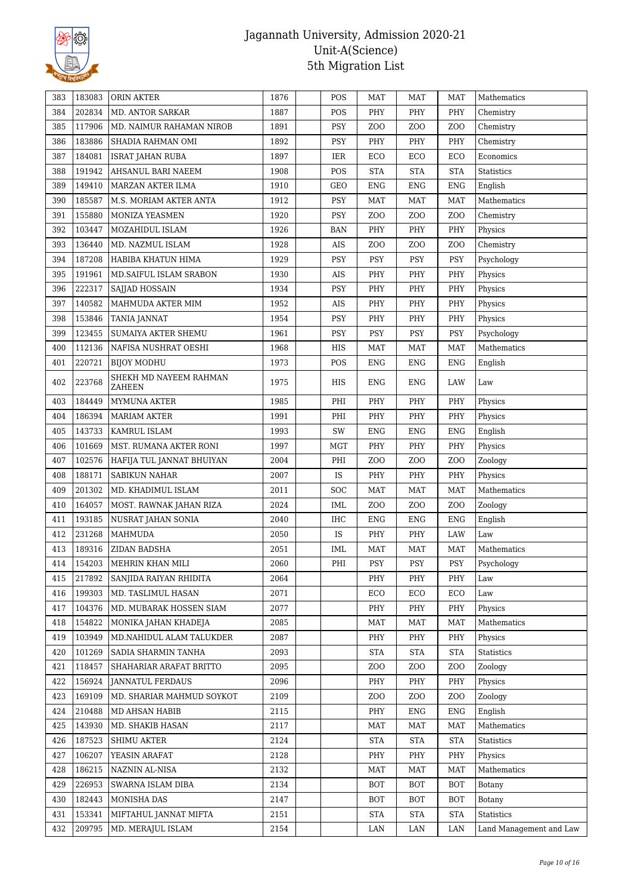# Jagannath University, Admission 2020-21
## Unit-A(Science)
## 5th Migration List

| | | | | | | | | | |
|---|---|---|---|---|---|---|---|---|---|
| 383 | 183083 | ORIN AKTER | 1876 | | POS | MAT | MAT | MAT | Mathematics |
| 384 | 202834 | MD. ANTOR SARKAR | 1887 | | POS | PHY | PHY | PHY | Chemistry |
| 385 | 117906 | MD. NAIMUR RAHAMAN NIROB | 1891 | | PSY | ZOO | ZOO | ZOO | Chemistry |
| 386 | 183886 | SHADIA RAHMAN OMI | 1892 | | PSY | PHY | PHY | PHY | Chemistry |
| 387 | 184081 | ISRAT JAHAN RUBA | 1897 | | IER | ECO | ECO | ECO | Economics |
| 388 | 191942 | AHSANUL BARI NAEEM | 1908 | | POS | STA | STA | STA | Statistics |
| 389 | 149410 | MARZAN AKTER ILMA | 1910 | | GEO | ENG | ENG | ENG | English |
| 390 | 185587 | M.S. MORIAM AKTER ANTA | 1912 | | PSY | MAT | MAT | MAT | Mathematics |
| 391 | 155880 | MONIZA YEASMEN | 1920 | | PSY | ZOO | ZOO | ZOO | Chemistry |
| 392 | 103447 | MOZAHIDUL ISLAM | 1926 | | BAN | PHY | PHY | PHY | Physics |
| 393 | 136440 | MD. NAZMUL ISLAM | 1928 | | AIS | ZOO | ZOO | ZOO | Chemistry |
| 394 | 187208 | HABIBA KHATUN HIMA | 1929 | | PSY | PSY | PSY | PSY | Psychology |
| 395 | 191961 | MD.SAIFUL ISLAM SRABON | 1930 | | AIS | PHY | PHY | PHY | Physics |
| 396 | 222317 | SAJJAD HOSSAIN | 1934 | | PSY | PHY | PHY | PHY | Physics |
| 397 | 140582 | MAHMUDA AKTER MIM | 1952 | | AIS | PHY | PHY | PHY | Physics |
| 398 | 153846 | TANIA JANNAT | 1954 | | PSY | PHY | PHY | PHY | Physics |
| 399 | 123455 | SUMAIYA AKTER SHEMU | 1961 | | PSY | PSY | PSY | PSY | Psychology |
| 400 | 112136 | NAFISA NUSHRAT OESHI | 1968 | | HIS | MAT | MAT | MAT | Mathematics |
| 401 | 220721 | BIJOY MODHU | 1973 | | POS | ENG | ENG | ENG | English |
| 402 | 223768 | SHEKH MD NAYEEM RAHMAN ZAHEEN | 1975 | | HIS | ENG | ENG | LAW | Law |
| 403 | 184449 | MYMUNA AKTER | 1985 | | PHI | PHY | PHY | PHY | Physics |
| 404 | 186394 | MARIAM AKTER | 1991 | | PHI | PHY | PHY | PHY | Physics |
| 405 | 143733 | KAMRUL ISLAM | 1993 | | SW | ENG | ENG | ENG | English |
| 406 | 101669 | MST. RUMANA AKTER RONI | 1997 | | MGT | PHY | PHY | PHY | Physics |
| 407 | 102576 | HAFIJA TUL JANNAT BHUIYAN | 2004 | | PHI | ZOO | ZOO | ZOO | Zoology |
| 408 | 188171 | SABIKUN NAHAR | 2007 | | IS | PHY | PHY | PHY | Physics |
| 409 | 201302 | MD. KHADIMUL ISLAM | 2011 | | SOC | MAT | MAT | MAT | Mathematics |
| 410 | 164057 | MOST. RAWNAK JAHAN RIZA | 2024 | | IML | ZOO | ZOO | ZOO | Zoology |
| 411 | 193185 | NUSRAT JAHAN SONIA | 2040 | | IHC | ENG | ENG | ENG | English |
| 412 | 231268 | MAHMUDA | 2050 | | IS | PHY | PHY | LAW | Law |
| 413 | 189316 | ZIDAN BADSHA | 2051 | | IML | MAT | MAT | MAT | Mathematics |
| 414 | 154203 | MEHRIN KHAN MILI | 2060 | | PHI | PSY | PSY | PSY | Psychology |
| 415 | 217892 | SANJIDA RAIYAN RHIDITA | 2064 | | | PHY | PHY | PHY | Law |
| 416 | 199303 | MD. TASLIMUL HASAN | 2071 | | | ECO | ECO | ECO | Law |
| 417 | 104376 | MD. MUBARAK HOSSEN SIAM | 2077 | | | PHY | PHY | PHY | Physics |
| 418 | 154822 | MONIKA JAHAN KHADEJA | 2085 | | | MAT | MAT | MAT | Mathematics |
| 419 | 103949 | MD.NAHIDUL ALAM TALUKDER | 2087 | | | PHY | PHY | PHY | Physics |
| 420 | 101269 | SADIA SHARMIN TANHA | 2093 | | | STA | STA | STA | Statistics |
| 421 | 118457 | SHAHARIAR ARAFAT BRITTO | 2095 | | | ZOO | ZOO | ZOO | Zoology |
| 422 | 156924 | JANNATUL FERDAUS | 2096 | | | PHY | PHY | PHY | Physics |
| 423 | 169109 | MD. SHARIAR MAHMUD SOYKOT | 2109 | | | ZOO | ZOO | ZOO | Zoology |
| 424 | 210488 | MD AHSAN HABIB | 2115 | | | PHY | ENG | ENG | English |
| 425 | 143930 | MD. SHAKIB HASAN | 2117 | | | MAT | MAT | MAT | Mathematics |
| 426 | 187523 | SHIMU AKTER | 2124 | | | STA | STA | STA | Statistics |
| 427 | 106207 | YEASIN ARAFAT | 2128 | | | PHY | PHY | PHY | Physics |
| 428 | 186215 | NAZNIN AL-NISA | 2132 | | | MAT | MAT | MAT | Mathematics |
| 429 | 226953 | SWARNA ISLAM DIBA | 2134 | | | BOT | BOT | BOT | Botany |
| 430 | 182443 | MONISHA DAS | 2147 | | | BOT | BOT | BOT | Botany |
| 431 | 153341 | MIFTAHUL JANNAT MIFTA | 2151 | | | STA | STA | STA | Statistics |
| 432 | 209795 | MD. MERAJUL ISLAM | 2154 | | | LAN | LAN | LAN | Land Management and Law |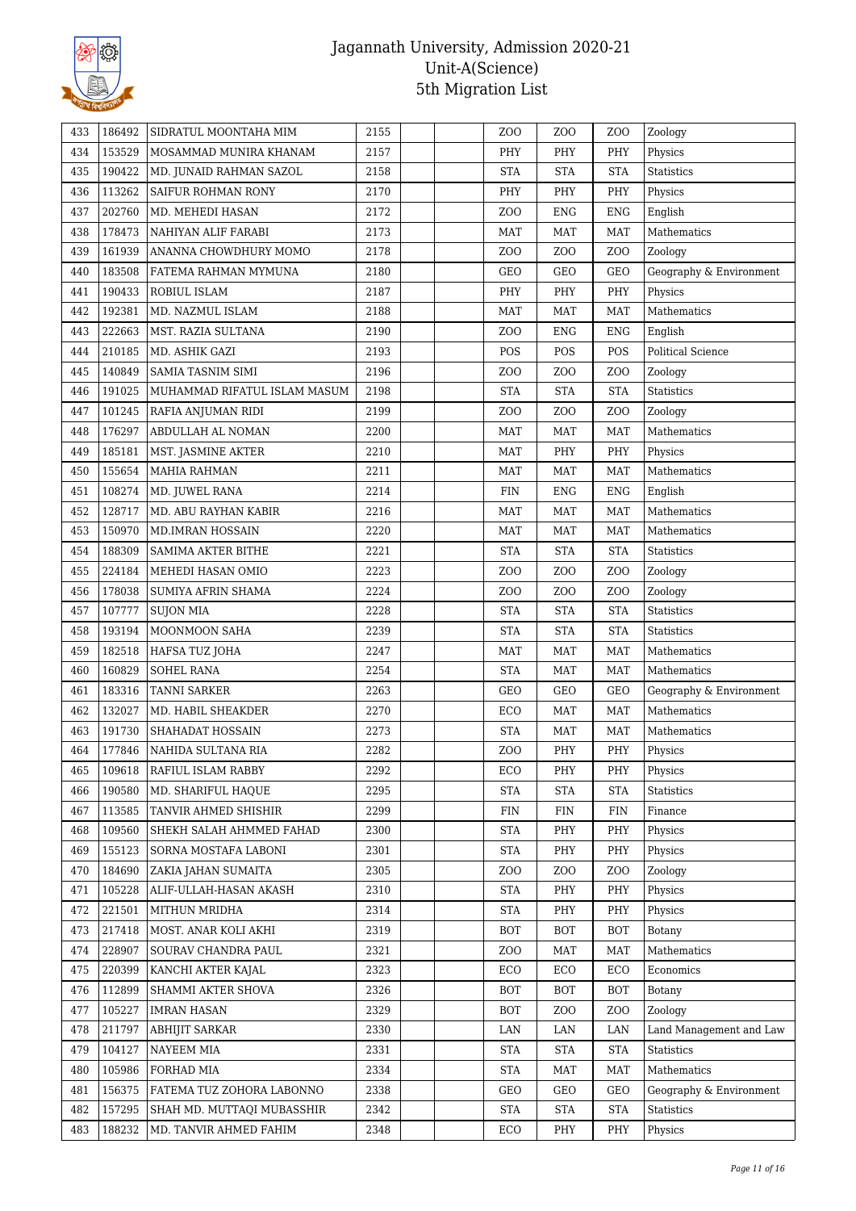| 433 | 186492 | SIDRATUL MOONTAHA MIM | 2155 | | | ZOO | ZOO | ZOO | Zoology |
|---|---|---|---|---|---|---|---|---|---|
| 434 | 153529 | MOSAMMAD MUNIRA KHANAM | 2157 | | | PHY | PHY | PHY | Physics |
| 435 | 190422 | MD. JUNAID RAHMAN SAZOL | 2158 | | | STA | STA | STA | Statistics |
| 436 | 113262 | SAIFUR ROHMAN RONY | 2170 | | | PHY | PHY | PHY | Physics |
| 437 | 202760 | MD. MEHEDI HASAN | 2172 | | | ZOO | ENG | ENG | English |
| 438 | 178473 | NAHIYAN ALIF FARABI | 2173 | | | MAT | MAT | MAT | Mathematics |
| 439 | 161939 | ANANNA CHOWDHURY MOMO | 2178 | | | ZOO | ZOO | ZOO | Zoology |
| 440 | 183508 | FATEMA RAHMAN MYMUNA | 2180 | | | GEO | GEO | GEO | Geography & Environment |
| 441 | 190433 | ROBIUL ISLAM | 2187 | | | PHY | PHY | PHY | Physics |
| 442 | 192381 | MD. NAZMUL ISLAM | 2188 | | | MAT | MAT | MAT | Mathematics |
| 443 | 222663 | MST. RAZIA SULTANA | 2190 | | | ZOO | ENG | ENG | English |
| 444 | 210185 | MD. ASHIK GAZI | 2193 | | | POS | POS | POS | Political Science |
| 445 | 140849 | SAMIA TASNIM SIMI | 2196 | | | ZOO | ZOO | ZOO | Zoology |
| 446 | 191025 | MUHAMMAD RIFATUL ISLAM MASUM | 2198 | | | STA | STA | STA | Statistics |
| 447 | 101245 | RAFIA ANJUMAN RIDI | 2199 | | | ZOO | ZOO | ZOO | Zoology |
| 448 | 176297 | ABDULLAH AL NOMAN | 2200 | | | MAT | MAT | MAT | Mathematics |
| 449 | 185181 | MST. JASMINE AKTER | 2210 | | | MAT | PHY | PHY | Physics |
| 450 | 155654 | MAHIA RAHMAN | 2211 | | | MAT | MAT | MAT | Mathematics |
| 451 | 108274 | MD. JUWEL RANA | 2214 | | | FIN | ENG | ENG | English |
| 452 | 128717 | MD. ABU RAYHAN KABIR | 2216 | | | MAT | MAT | MAT | Mathematics |
| 453 | 150970 | MD.IMRAN HOSSAIN | 2220 | | | MAT | MAT | MAT | Mathematics |
| 454 | 188309 | SAMIMA AKTER BITHE | 2221 | | | STA | STA | STA | Statistics |
| 455 | 224184 | MEHEDI HASAN OMIO | 2223 | | | ZOO | ZOO | ZOO | Zoology |
| 456 | 178038 | SUMIYA AFRIN SHAMA | 2224 | | | ZOO | ZOO | ZOO | Zoology |
| 457 | 107777 | SUJON MIA | 2228 | | | STA | STA | STA | Statistics |
| 458 | 193194 | MOONMOON SAHA | 2239 | | | STA | STA | STA | Statistics |
| 459 | 182518 | HAFSA TUZ JOHA | 2247 | | | MAT | MAT | MAT | Mathematics |
| 460 | 160829 | SOHEL RANA | 2254 | | | STA | MAT | MAT | Mathematics |
| 461 | 183316 | TANNI SARKER | 2263 | | | GEO | GEO | GEO | Geography & Environment |
| 462 | 132027 | MD. HABIL SHEAKDER | 2270 | | | ECO | MAT | MAT | Mathematics |
| 463 | 191730 | SHAHADAT HOSSAIN | 2273 | | | STA | MAT | MAT | Mathematics |
| 464 | 177846 | NAHIDA SULTANA RIA | 2282 | | | ZOO | PHY | PHY | Physics |
| 465 | 109618 | RAFIUL ISLAM RABBY | 2292 | | | ECO | PHY | PHY | Physics |
| 466 | 190580 | MD. SHARIFUL HAQUE | 2295 | | | STA | STA | STA | Statistics |
| 467 | 113585 | TANVIR AHMED SHISHIR | 2299 | | | FIN | FIN | FIN | Finance |
| 468 | 109560 | SHEKH SALAH AHMMED FAHAD | 2300 | | | STA | PHY | PHY | Physics |
| 469 | 155123 | SORNA MOSTAFA LABONI | 2301 | | | STA | PHY | PHY | Physics |
| 470 | 184690 | ZAKIA JAHAN SUMAITA | 2305 | | | ZOO | ZOO | ZOO | Zoology |
| 471 | 105228 | ALIF-ULLAH-HASAN AKASH | 2310 | | | STA | PHY | PHY | Physics |
| 472 | 221501 | MITHUN MRIDHA | 2314 | | | STA | PHY | PHY | Physics |
| 473 | 217418 | MOST. ANAR KOLI AKHI | 2319 | | | BOT | BOT | BOT | Botany |
| 474 | 228907 | SOURAV CHANDRA PAUL | 2321 | | | ZOO | MAT | MAT | Mathematics |
| 475 | 220399 | KANCHI AKTER KAJAL | 2323 | | | ECO | ECO | ECO | Economics |
| 476 | 112899 | SHAMMI AKTER SHOVA | 2326 | | | BOT | BOT | BOT | Botany |
| 477 | 105227 | IMRAN HASAN | 2329 | | | BOT | ZOO | ZOO | Zoology |
| 478 | 211797 | ABHIJIT SARKAR | 2330 | | | LAN | LAN | LAN | Land Management and Law |
| 479 | 104127 | NAYEEM MIA | 2331 | | | STA | STA | STA | Statistics |
| 480 | 105986 | FORHAD MIA | 2334 | | | STA | MAT | MAT | Mathematics |
| 481 | 156375 | FATEMA TUZ ZOHORA LABONNO | 2338 | | | GEO | GEO | GEO | Geography & Environment |
| 482 | 157295 | SHAH MD. MUTTAQI MUBASSHIR | 2342 | | | STA | STA | STA | Statistics |
| 483 | 188232 | MD. TANVIR AHMED FAHIM | 2348 | | | ECO | PHY | PHY | Physics |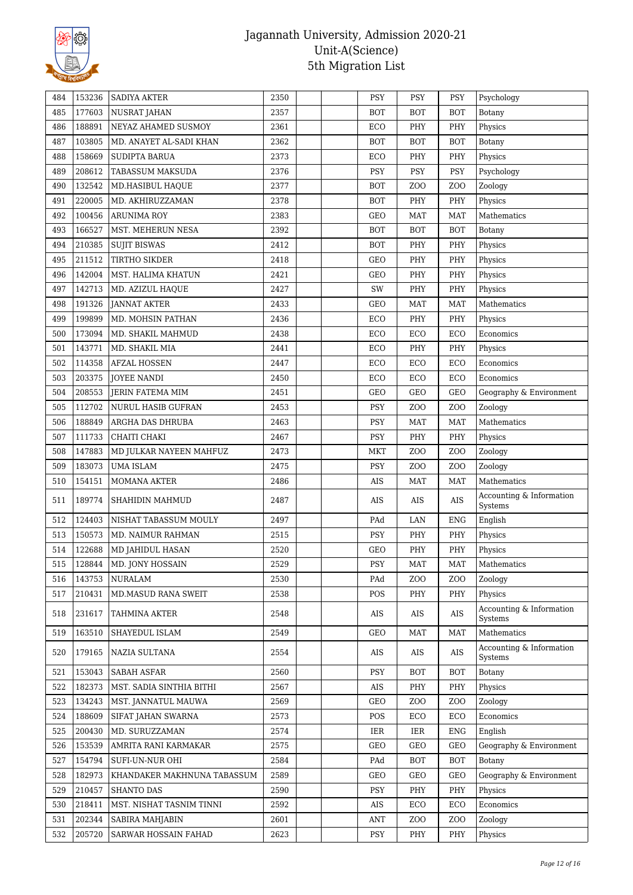# Jagannath University, Admission 2020-21
## Unit-A(Science)
## 5th Migration List

| | | | | | | | | | |
|---|---|---|---|---|---|---|---|---|---|
| 484 | 153236 | SADIYA AKTER | 2350 | | | PSY | PSY | PSY | Psychology |
| 485 | 177603 | NUSRAT JAHAN | 2357 | | | BOT | BOT | BOT | Botany |
| 486 | 188891 | NEYAZ AHAMED SUSMOY | 2361 | | | ECO | PHY | PHY | Physics |
| 487 | 103805 | MD. ANAYET AL-SADI KHAN | 2362 | | | BOT | BOT | BOT | Botany |
| 488 | 158669 | SUDIPTA BARUA | 2373 | | | ECO | PHY | PHY | Physics |
| 489 | 208612 | TABASSUM MAKSUDA | 2376 | | | PSY | PSY | PSY | Psychology |
| 490 | 132542 | MD.HASIBUL HAQUE | 2377 | | | BOT | ZOO | ZOO | Zoology |
| 491 | 220005 | MD. AKHIRUZZAMAN | 2378 | | | BOT | PHY | PHY | Physics |
| 492 | 100456 | ARUNIMA ROY | 2383 | | | GEO | MAT | MAT | Mathematics |
| 493 | 166527 | MST. MEHERUN NESA | 2392 | | | BOT | BOT | BOT | Botany |
| 494 | 210385 | SUJIT BISWAS | 2412 | | | BOT | PHY | PHY | Physics |
| 495 | 211512 | TIRTHO SIKDER | 2418 | | | GEO | PHY | PHY | Physics |
| 496 | 142004 | MST. HALIMA KHATUN | 2421 | | | GEO | PHY | PHY | Physics |
| 497 | 142713 | MD. AZIZUL HAQUE | 2427 | | | SW | PHY | PHY | Physics |
| 498 | 191326 | JANNAT AKTER | 2433 | | | GEO | MAT | MAT | Mathematics |
| 499 | 199899 | MD. MOHSIN PATHAN | 2436 | | | ECO | PHY | PHY | Physics |
| 500 | 173094 | MD. SHAKIL MAHMUD | 2438 | | | ECO | ECO | ECO | Economics |
| 501 | 143771 | MD. SHAKIL MIA | 2441 | | | ECO | PHY | PHY | Physics |
| 502 | 114358 | AFZAL HOSSEN | 2447 | | | ECO | ECO | ECO | Economics |
| 503 | 203375 | JOYEE NANDI | 2450 | | | ECO | ECO | ECO | Economics |
| 504 | 208553 | JERIN FATEMA MIM | 2451 | | | GEO | GEO | GEO | Geography & Environment |
| 505 | 112702 | NURUL HASIB GUFRAN | 2453 | | | PSY | ZOO | ZOO | Zoology |
| 506 | 188849 | ARGHA DAS DHRUBA | 2463 | | | PSY | MAT | MAT | Mathematics |
| 507 | 111733 | CHAITI CHAKI | 2467 | | | PSY | PHY | PHY | Physics |
| 508 | 147883 | MD JULKAR NAYEEN MAHFUZ | 2473 | | | MKT | ZOO | ZOO | Zoology |
| 509 | 183073 | UMA ISLAM | 2475 | | | PSY | ZOO | ZOO | Zoology |
| 510 | 154151 | MOMANA AKTER | 2486 | | | AIS | MAT | MAT | Mathematics |
| 511 | 189774 | SHAHIDIN MAHMUD | 2487 | | | AIS | AIS | AIS | Accounting & Information Systems |
| 512 | 124403 | NISHAT TABASSUM MOULY | 2497 | | | PAd | LAN | ENG | English |
| 513 | 150573 | MD. NAIMUR RAHMAN | 2515 | | | PSY | PHY | PHY | Physics |
| 514 | 122688 | MD JAHIDUL HASAN | 2520 | | | GEO | PHY | PHY | Physics |
| 515 | 128844 | MD. JONY HOSSAIN | 2529 | | | PSY | MAT | MAT | Mathematics |
| 516 | 143753 | NURALAM | 2530 | | | PAd | ZOO | ZOO | Zoology |
| 517 | 210431 | MD.MASUD RANA SWEIT | 2538 | | | POS | PHY | PHY | Physics |
| 518 | 231617 | TAHMINA AKTER | 2548 | | | AIS | AIS | AIS | Accounting & Information Systems |
| 519 | 163510 | SHAYEDUL ISLAM | 2549 | | | GEO | MAT | MAT | Mathematics |
| 520 | 179165 | NAZIA SULTANA | 2554 | | | AIS | AIS | AIS | Accounting & Information Systems |
| 521 | 153043 | SABAH ASFAR | 2560 | | | PSY | BOT | BOT | Botany |
| 522 | 182373 | MST. SADIA SINTHIA BITHI | 2567 | | | AIS | PHY | PHY | Physics |
| 523 | 134243 | MST. JANNATUL MAUWA | 2569 | | | GEO | ZOO | ZOO | Zoology |
| 524 | 188609 | SIFAT JAHAN SWARNA | 2573 | | | POS | ECO | ECO | Economics |
| 525 | 200430 | MD. SURUZZAMAN | 2574 | | | IER | IER | ENG | English |
| 526 | 153539 | AMRITA RANI KARMAKAR | 2575 | | | GEO | GEO | GEO | Geography & Environment |
| 527 | 154794 | SUFI-UN-NUR OHI | 2584 | | | PAd | BOT | BOT | Botany |
| 528 | 182973 | KHANDAKER MAKHNUNA TABASSUM | 2589 | | | GEO | GEO | GEO | Geography & Environment |
| 529 | 210457 | SHANTO DAS | 2590 | | | PSY | PHY | PHY | Physics |
| 530 | 218411 | MST. NISHAT TASNIM TINNI | 2592 | | | AIS | ECO | ECO | Economics |
| 531 | 202344 | SABIRA MAHJABIN | 2601 | | | ANT | ZOO | ZOO | Zoology |
| 532 | 205720 | SARWAR HOSSAIN FAHAD | 2623 | | | PSY | PHY | PHY | Physics |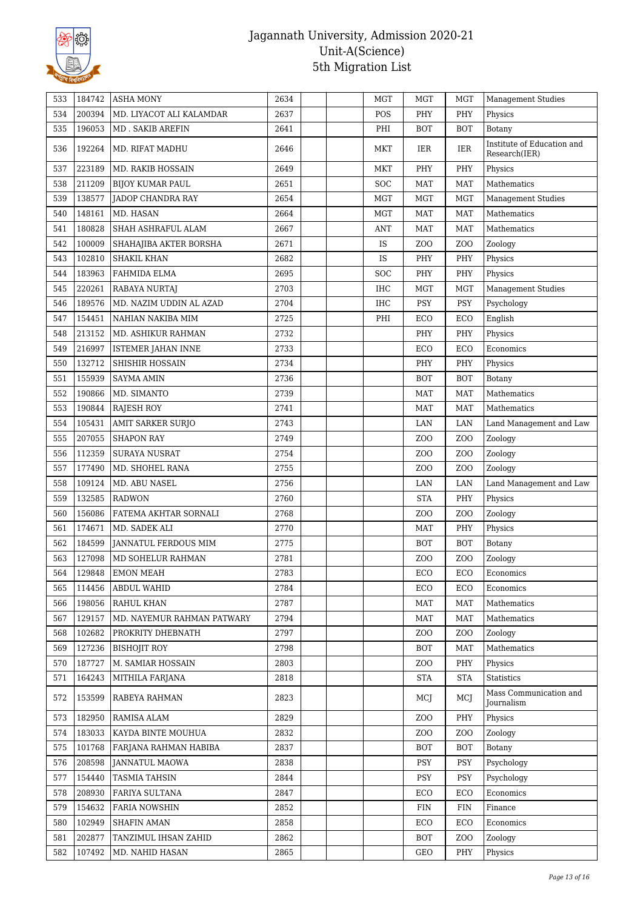# Jagannath University, Admission 2020-21
## Unit-A(Science)
## 5th Migration List

| 533 | 184742 | ASHA MONY | 2634 | | | MGT | MGT | MGT | Management Studies |
|---|---|---|---|---|---|---|---|---|---|
| 534 | 200394 | MD. LIYACOT ALI KALAMDAR | 2637 | | | POS | PHY | PHY | Physics |
| 535 | 196053 | MD . SAKIB AREFIN | 2641 | | | PHI | BOT | BOT | Botany |
| 536 | 192264 | MD. RIFAT MADHU | 2646 | | | MKT | IER | IER | Institute of Education and Research(IER) |
| 537 | 223189 | MD. RAKIB HOSSAIN | 2649 | | | MKT | PHY | PHY | Physics |
| 538 | 211209 | BIJOY KUMAR PAUL | 2651 | | | SOC | MAT | MAT | Mathematics |
| 539 | 138577 | JADOP CHANDRA RAY | 2654 | | | MGT | MGT | MGT | Management Studies |
| 540 | 148161 | MD. HASAN | 2664 | | | MGT | MAT | MAT | Mathematics |
| 541 | 180828 | SHAH ASHRAFUL ALAM | 2667 | | | ANT | MAT | MAT | Mathematics |
| 542 | 100009 | SHAHAJIBA AKTER BORSHA | 2671 | | | IS | ZOO | ZOO | Zoology |
| 543 | 102810 | SHAKIL KHAN | 2682 | | | IS | PHY | PHY | Physics |
| 544 | 183963 | FAHMIDA ELMA | 2695 | | | SOC | PHY | PHY | Physics |
| 545 | 220261 | RABAYA NURTAJ | 2703 | | | IHC | MGT | MGT | Management Studies |
| 546 | 189576 | MD. NAZIM UDDIN AL AZAD | 2704 | | | IHC | PSY | PSY | Psychology |
| 547 | 154451 | NAHIAN NAKIBA MIM | 2725 | | | PHI | ECO | ECO | English |
| 548 | 213152 | MD. ASHIKUR RAHMAN | 2732 | | | | PHY | PHY | Physics |
| 549 | 216997 | ISTEMER JAHAN INNE | 2733 | | | | ECO | ECO | Economics |
| 550 | 132712 | SHISHIR HOSSAIN | 2734 | | | | PHY | PHY | Physics |
| 551 | 155939 | SAYMA AMIN | 2736 | | | | BOT | BOT | Botany |
| 552 | 190866 | MD. SIMANTO | 2739 | | | | MAT | MAT | Mathematics |
| 553 | 190844 | RAJESH ROY | 2741 | | | | MAT | MAT | Mathematics |
| 554 | 105431 | AMIT SARKER SURJO | 2743 | | | | LAN | LAN | Land Management and Law |
| 555 | 207055 | SHAPON RAY | 2749 | | | | ZOO | ZOO | Zoology |
| 556 | 112359 | SURAYA NUSRAT | 2754 | | | | ZOO | ZOO | Zoology |
| 557 | 177490 | MD. SHOHEL RANA | 2755 | | | | ZOO | ZOO | Zoology |
| 558 | 109124 | MD. ABU NASEL | 2756 | | | | LAN | LAN | Land Management and Law |
| 559 | 132585 | RADWON | 2760 | | | | STA | PHY | Physics |
| 560 | 156086 | FATEMA AKHTAR SORNALI | 2768 | | | | ZOO | ZOO | Zoology |
| 561 | 174671 | MD. SADEK ALI | 2770 | | | | MAT | PHY | Physics |
| 562 | 184599 | JANNATUL FERDOUS MIM | 2775 | | | | BOT | BOT | Botany |
| 563 | 127098 | MD SOHELUR RAHMAN | 2781 | | | | ZOO | ZOO | Zoology |
| 564 | 129848 | EMON MEAH | 2783 | | | | ECO | ECO | Economics |
| 565 | 114456 | ABDUL WAHID | 2784 | | | | ECO | ECO | Economics |
| 566 | 198056 | RAHUL KHAN | 2787 | | | | MAT | MAT | Mathematics |
| 567 | 129157 | MD. NAYEMUR RAHMAN PATWARY | 2794 | | | | MAT | MAT | Mathematics |
| 568 | 102682 | PROKRITY DHEBNATH | 2797 | | | | ZOO | ZOO | Zoology |
| 569 | 127236 | BISHOJIT ROY | 2798 | | | | BOT | MAT | Mathematics |
| 570 | 187727 | M. SAMIAR HOSSAIN | 2803 | | | | ZOO | PHY | Physics |
| 571 | 164243 | MITHILA FARJANA | 2818 | | | | STA | STA | Statistics |
| 572 | 153599 | RABEYA RAHMAN | 2823 | | | | MCJ | MCJ | Mass Communication and Journalism |
| 573 | 182950 | RAMISA ALAM | 2829 | | | | ZOO | PHY | Physics |
| 574 | 183033 | KAYDA BINTE MOUHUA | 2832 | | | | ZOO | ZOO | Zoology |
| 575 | 101768 | FARJANA RAHMAN HABIBA | 2837 | | | | BOT | BOT | Botany |
| 576 | 208598 | JANNATUL MAOWA | 2838 | | | | PSY | PSY | Psychology |
| 577 | 154440 | TASMIA TAHSIN | 2844 | | | | PSY | PSY | Psychology |
| 578 | 208930 | FARIYA SULTANA | 2847 | | | | ECO | ECO | Economics |
| 579 | 154632 | FARIA NOWSHIN | 2852 | | | | FIN | FIN | Finance |
| 580 | 102949 | SHAFIN AMAN | 2858 | | | | ECO | ECO | Economics |
| 581 | 202877 | TANZIMUL IHSAN ZAHID | 2862 | | | | BOT | ZOO | Zoology |
| 582 | 107492 | MD. NAHID HASAN | 2865 | | | | GEO | PHY | Physics |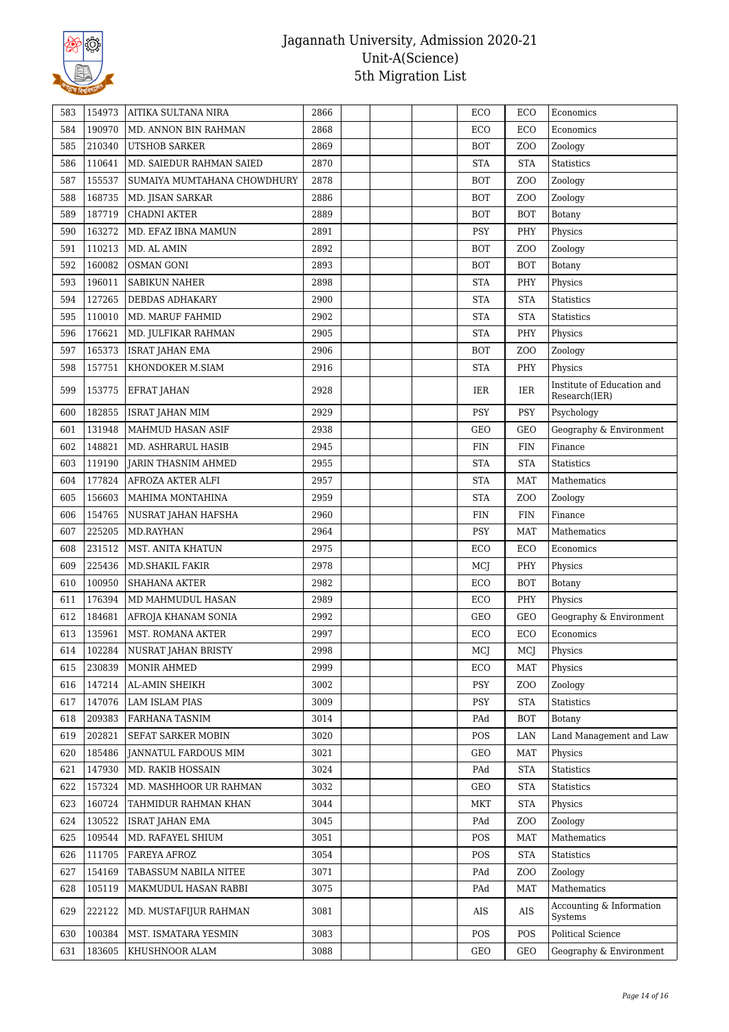# Jagannath University, Admission 2020-21
## Unit-A(Science)
## 5th Migration List

| | | | | | | | | | |
|---|---|---|---|---|---|---|---|---|---|
| 583 | 154973 | AITIKA SULTANA NIRA | 2866 | | | | ECO | ECO | Economics |
| 584 | 190970 | MD. ANNON BIN RAHMAN | 2868 | | | | ECO | ECO | Economics |
| 585 | 210340 | UTSHOB SARKER | 2869 | | | | BOT | ZOO | Zoology |
| 586 | 110641 | MD. SAIEDUR RAHMAN SAIED | 2870 | | | | STA | STA | Statistics |
| 587 | 155537 | SUMAIYA MUMTAHANA CHOWDHURY | 2878 | | | | BOT | ZOO | Zoology |
| 588 | 168735 | MD. JISAN SARKAR | 2886 | | | | BOT | ZOO | Zoology |
| 589 | 187719 | CHADNI AKTER | 2889 | | | | BOT | BOT | Botany |
| 590 | 163272 | MD. EFAZ IBNA MAMUN | 2891 | | | | PSY | PHY | Physics |
| 591 | 110213 | MD. AL AMIN | 2892 | | | | BOT | ZOO | Zoology |
| 592 | 160082 | OSMAN GONI | 2893 | | | | BOT | BOT | Botany |
| 593 | 196011 | SABIKUN NAHER | 2898 | | | | STA | PHY | Physics |
| 594 | 127265 | DEBDAS ADHAKARY | 2900 | | | | STA | STA | Statistics |
| 595 | 110010 | MD. MARUF FAHMID | 2902 | | | | STA | STA | Statistics |
| 596 | 176621 | MD. JULFIKAR RAHMAN | 2905 | | | | STA | PHY | Physics |
| 597 | 165373 | ISRAT JAHAN EMA | 2906 | | | | BOT | ZOO | Zoology |
| 598 | 157751 | KHONDOKER M.SIAM | 2916 | | | | STA | PHY | Physics |
| 599 | 153775 | EFRAT JAHAN | 2928 | | | | IER | IER | Institute of Education and Research(IER) |
| 600 | 182855 | ISRAT JAHAN MIM | 2929 | | | | PSY | PSY | Psychology |
| 601 | 131948 | MAHMUD HASAN ASIF | 2938 | | | | GEO | GEO | Geography & Environment |
| 602 | 148821 | MD. ASHRARUL HASIB | 2945 | | | | FIN | FIN | Finance |
| 603 | 119190 | JARIN THASNIM AHMED | 2955 | | | | STA | STA | Statistics |
| 604 | 177824 | AFROZA AKTER ALFI | 2957 | | | | STA | MAT | Mathematics |
| 605 | 156603 | MAHIMA MONTAHINA | 2959 | | | | STA | ZOO | Zoology |
| 606 | 154765 | NUSRAT JAHAN HAFSHA | 2960 | | | | FIN | FIN | Finance |
| 607 | 225205 | MD.RAYHAN | 2964 | | | | PSY | MAT | Mathematics |
| 608 | 231512 | MST. ANITA KHATUN | 2975 | | | | ECO | ECO | Economics |
| 609 | 225436 | MD.SHAKIL FAKIR | 2978 | | | | MCJ | PHY | Physics |
| 610 | 100950 | SHAHANA AKTER | 2982 | | | | ECO | BOT | Botany |
| 611 | 176394 | MD MAHMUDUL HASAN | 2989 | | | | ECO | PHY | Physics |
| 612 | 184681 | AFROJA KHANAM SONIA | 2992 | | | | GEO | GEO | Geography & Environment |
| 613 | 135961 | MST. ROMANA AKTER | 2997 | | | | ECO | ECO | Economics |
| 614 | 102284 | NUSRAT JAHAN BRISTY | 2998 | | | | MCJ | MCJ | Physics |
| 615 | 230839 | MONIR AHMED | 2999 | | | | ECO | MAT | Physics |
| 616 | 147214 | AL-AMIN SHEIKH | 3002 | | | | PSY | ZOO | Zoology |
| 617 | 147076 | LAM ISLAM PIAS | 3009 | | | | PSY | STA | Statistics |
| 618 | 209383 | FARHANA TASNIM | 3014 | | | | PAd | BOT | Botany |
| 619 | 202821 | SEFAT SARKER MOBIN | 3020 | | | | POS | LAN | Land Management and Law |
| 620 | 185486 | JANNATUL FARDOUS MIM | 3021 | | | | GEO | MAT | Physics |
| 621 | 147930 | MD. RAKIB HOSSAIN | 3024 | | | | PAd | STA | Statistics |
| 622 | 157324 | MD. MASHHOOR UR RAHMAN | 3032 | | | | GEO | STA | Statistics |
| 623 | 160724 | TAHMIDUR RAHMAN KHAN | 3044 | | | | MKT | STA | Physics |
| 624 | 130522 | ISRAT JAHAN EMA | 3045 | | | | PAd | ZOO | Zoology |
| 625 | 109544 | MD. RAFAYEL SHIUM | 3051 | | | | POS | MAT | Mathematics |
| 626 | 111705 | FAREYA AFROZ | 3054 | | | | POS | STA | Statistics |
| 627 | 154169 | TABASSUM NABILA NITEE | 3071 | | | | PAd | ZOO | Zoology |
| 628 | 105119 | MAKMUDUL HASAN RABBI | 3075 | | | | PAd | MAT | Mathematics |
| 629 | 222122 | MD. MUSTAFIJUR RAHMAN | 3081 | | | | AIS | AIS | Accounting & Information Systems |
| 630 | 100384 | MST. ISMATARA YESMIN | 3083 | | | | POS | POS | Political Science |
| 631 | 183605 | KHUSHNOOR ALAM | 3088 | | | | GEO | GEO | Geography & Environment |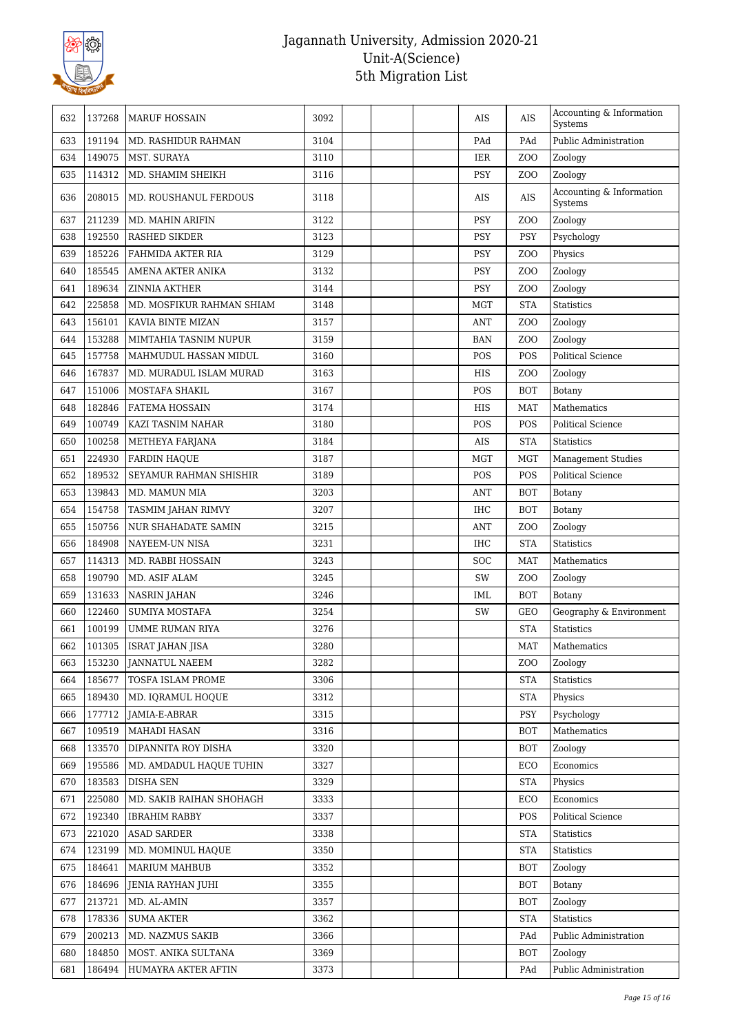# Jagannath University, Admission 2020-21
## Unit-A(Science)
## 5th Migration List

| | | | | | | | | | |
|---|---|---|---|---|---|---|---|---|---|
| 632 | 137268 | MARUF HOSSAIN | 3092 | | | | AIS | AIS | Accounting & Information Systems |
| 633 | 191194 | MD. RASHIDUR RAHMAN | 3104 | | | | PAd | PAd | Public Administration |
| 634 | 149075 | MST. SURAYA | 3110 | | | | IER | ZOO | Zoology |
| 635 | 114312 | MD. SHAMIM SHEIKH | 3116 | | | | PSY | ZOO | Zoology |
| 636 | 208015 | MD. ROUSHANUL FERDOUS | 3118 | | | | AIS | AIS | Accounting & Information Systems |
| 637 | 211239 | MD. MAHIN ARIFIN | 3122 | | | | PSY | ZOO | Zoology |
| 638 | 192550 | RASHED SIKDER | 3123 | | | | PSY | PSY | Psychology |
| 639 | 185226 | FAHMIDA AKTER RIA | 3129 | | | | PSY | ZOO | Physics |
| 640 | 185545 | AMENA AKTER ANIKA | 3132 | | | | PSY | ZOO | Zoology |
| 641 | 189634 | ZINNIA AKTHER | 3144 | | | | PSY | ZOO | Zoology |
| 642 | 225858 | MD. MOSFIKUR RAHMAN SHIAM | 3148 | | | | MGT | STA | Statistics |
| 643 | 156101 | KAVIA BINTE MIZAN | 3157 | | | | ANT | ZOO | Zoology |
| 644 | 153288 | MIMTAHIA TASNIM NUPUR | 3159 | | | | BAN | ZOO | Zoology |
| 645 | 157758 | MAHMUDUL HASSAN MIDUL | 3160 | | | | POS | POS | Political Science |
| 646 | 167837 | MD. MURADUL ISLAM MURAD | 3163 | | | | HIS | ZOO | Zoology |
| 647 | 151006 | MOSTAFA SHAKIL | 3167 | | | | POS | BOT | Botany |
| 648 | 182846 | FATEMA HOSSAIN | 3174 | | | | HIS | MAT | Mathematics |
| 649 | 100749 | KAZI TASNIM NAHAR | 3180 | | | | POS | POS | Political Science |
| 650 | 100258 | METHEYA FARJANA | 3184 | | | | AIS | STA | Statistics |
| 651 | 224930 | FARDIN HAQUE | 3187 | | | | MGT | MGT | Management Studies |
| 652 | 189532 | SEYAMUR RAHMAN SHISHIR | 3189 | | | | POS | POS | Political Science |
| 653 | 139843 | MD. MAMUN MIA | 3203 | | | | ANT | BOT | Botany |
| 654 | 154758 | TASMIM JAHAN RIMVY | 3207 | | | | IHC | BOT | Botany |
| 655 | 150756 | NUR SHAHADATE SAMIN | 3215 | | | | ANT | ZOO | Zoology |
| 656 | 184908 | NAYEEM-UN NISA | 3231 | | | | IHC | STA | Statistics |
| 657 | 114313 | MD. RABBI HOSSAIN | 3243 | | | | SOC | MAT | Mathematics |
| 658 | 190790 | MD. ASIF ALAM | 3245 | | | | SW | ZOO | Zoology |
| 659 | 131633 | NASRIN JAHAN | 3246 | | | | IML | BOT | Botany |
| 660 | 122460 | SUMIYA MOSTAFA | 3254 | | | | SW | GEO | Geography & Environment |
| 661 | 100199 | UMME RUMAN RIYA | 3276 | | | | | STA | Statistics |
| 662 | 101305 | ISRAT JAHAN JISA | 3280 | | | | | MAT | Mathematics |
| 663 | 153230 | JANNATUL NAEEM | 3282 | | | | | ZOO | Zoology |
| 664 | 185677 | TOSFA ISLAM PROME | 3306 | | | | | STA | Statistics |
| 665 | 189430 | MD. IQRAMUL HOQUE | 3312 | | | | | STA | Physics |
| 666 | 177712 | JAMIA-E-ABRAR | 3315 | | | | | PSY | Psychology |
| 667 | 109519 | MAHADI HASAN | 3316 | | | | | BOT | Mathematics |
| 668 | 133570 | DIPANNITA ROY DISHA | 3320 | | | | | BOT | Zoology |
| 669 | 195586 | MD. AMDADUL HAQUE TUHIN | 3327 | | | | | ECO | Economics |
| 670 | 183583 | DISHA SEN | 3329 | | | | | STA | Physics |
| 671 | 225080 | MD. SAKIB RAIHAN SHOHAGH | 3333 | | | | | ECO | Economics |
| 672 | 192340 | IBRAHIM RABBY | 3337 | | | | | POS | Political Science |
| 673 | 221020 | ASAD SARDER | 3338 | | | | | STA | Statistics |
| 674 | 123199 | MD. MOMINUL HAQUE | 3350 | | | | | STA | Statistics |
| 675 | 184641 | MARIUM MAHBUB | 3352 | | | | | BOT | Zoology |
| 676 | 184696 | JENIA RAYHAN JUHI | 3355 | | | | | BOT | Botany |
| 677 | 213721 | MD. AL-AMIN | 3357 | | | | | BOT | Zoology |
| 678 | 178336 | SUMA AKTER | 3362 | | | | | STA | Statistics |
| 679 | 200213 | MD. NAZMUS SAKIB | 3366 | | | | | PAd | Public Administration |
| 680 | 184850 | MOST. ANIKA SULTANA | 3369 | | | | | BOT | Zoology |
| 681 | 186494 | HUMAYRA AKTER AFTIN | 3373 | | | | | PAd | Public Administration |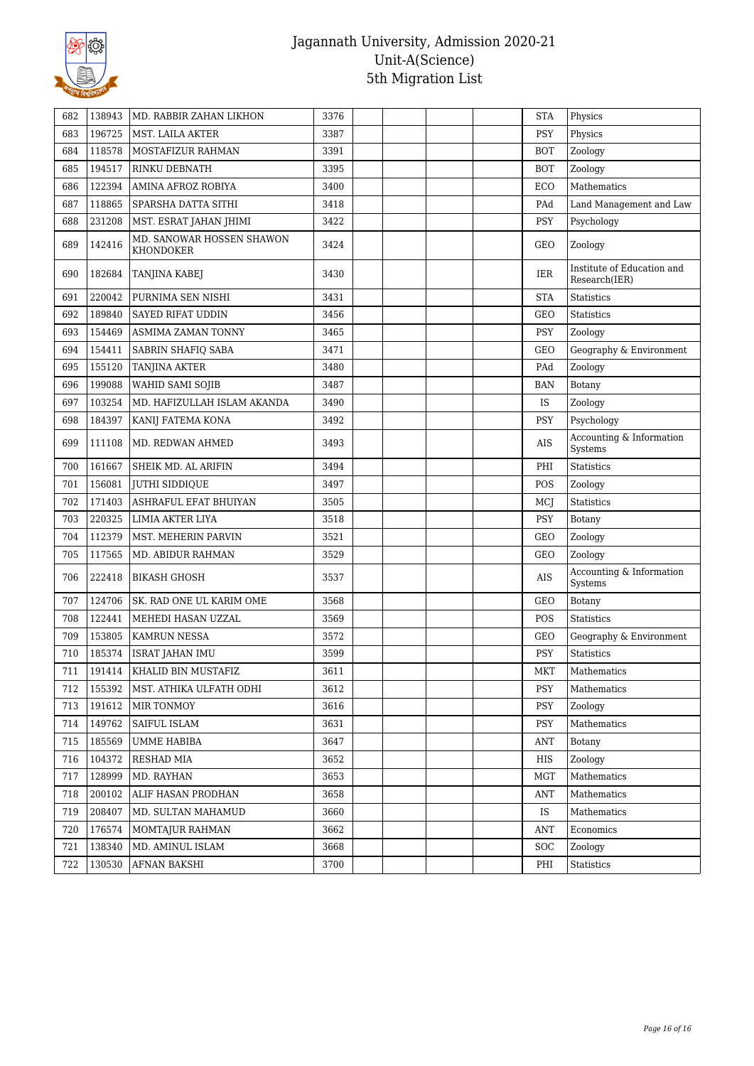# Jagannath University, Admission 2020-21
## Unit-A(Science)
## 5th Migration List

| | | | | | | | | | |
|---|---|---|---|---|---|---|---|---|---|
| 682 | 138943 | MD. RABBIR ZAHAN LIKHON | 3376 | | | | | STA | Physics |
| 683 | 196725 | MST. LAILA AKTER | 3387 | | | | | PSY | Physics |
| 684 | 118578 | MOSTAFIZUR RAHMAN | 3391 | | | | | BOT | Zoology |
| 685 | 194517 | RINKU DEBNATH | 3395 | | | | | BOT | Zoology |
| 686 | 122394 | AMINA AFROZ ROBIYA | 3400 | | | | | ECO | Mathematics |
| 687 | 118865 | SPARSHA DATTA SITHI | 3418 | | | | | PAd | Land Management and Law |
| 688 | 231208 | MST. ESRAT JAHAN JHIMI | 3422 | | | | | PSY | Psychology |
| 689 | 142416 | MD. SANOWAR HOSSEN SHAWON KHONDOKER | 3424 | | | | | GEO | Zoology |
| 690 | 182684 | TANJINA KABEJ | 3430 | | | | | IER | Institute of Education and Research(IER) |
| 691 | 220042 | PURNIMA SEN NISHI | 3431 | | | | | STA | Statistics |
| 692 | 189840 | SAYED RIFAT UDDIN | 3456 | | | | | GEO | Statistics |
| 693 | 154469 | ASMIMA ZAMAN TONNY | 3465 | | | | | PSY | Zoology |
| 694 | 154411 | SABRIN SHAFIQ SABA | 3471 | | | | | GEO | Geography & Environment |
| 695 | 155120 | TANJINA AKTER | 3480 | | | | | PAd | Zoology |
| 696 | 199088 | WAHID SAMI SOJIB | 3487 | | | | | BAN | Botany |
| 697 | 103254 | MD. HAFIZULLAH ISLAM AKANDA | 3490 | | | | | IS | Zoology |
| 698 | 184397 | KANIJ FATEMA KONA | 3492 | | | | | PSY | Psychology |
| 699 | 111108 | MD. REDWAN AHMED | 3493 | | | | | AIS | Accounting & Information Systems |
| 700 | 161667 | SHEIK MD. AL ARIFIN | 3494 | | | | | PHI | Statistics |
| 701 | 156081 | JUTHI SIDDIQUE | 3497 | | | | | POS | Zoology |
| 702 | 171403 | ASHRAFUL EFAT BHUIYAN | 3505 | | | | | MCJ | Statistics |
| 703 | 220325 | LIMIA AKTER LIYA | 3518 | | | | | PSY | Botany |
| 704 | 112379 | MST. MEHERIN PARVIN | 3521 | | | | | GEO | Zoology |
| 705 | 117565 | MD. ABIDUR RAHMAN | 3529 | | | | | GEO | Zoology |
| 706 | 222418 | BIKASH GHOSH | 3537 | | | | | AIS | Accounting & Information Systems |
| 707 | 124706 | SK. RAD ONE UL KARIM OME | 3568 | | | | | GEO | Botany |
| 708 | 122441 | MEHEDI HASAN UZZAL | 3569 | | | | | POS | Statistics |
| 709 | 153805 | KAMRUN NESSA | 3572 | | | | | GEO | Geography & Environment |
| 710 | 185374 | ISRAT JAHAN IMU | 3599 | | | | | PSY | Statistics |
| 711 | 191414 | KHALID BIN MUSTAFIZ | 3611 | | | | | MKT | Mathematics |
| 712 | 155392 | MST. ATHIKA ULFATH ODHI | 3612 | | | | | PSY | Mathematics |
| 713 | 191612 | MIR TONMOY | 3616 | | | | | PSY | Zoology |
| 714 | 149762 | SAIFUL ISLAM | 3631 | | | | | PSY | Mathematics |
| 715 | 185569 | UMME HABIBA | 3647 | | | | | ANT | Botany |
| 716 | 104372 | RESHAD MIA | 3652 | | | | | HIS | Zoology |
| 717 | 128999 | MD. RAYHAN | 3653 | | | | | MGT | Mathematics |
| 718 | 200102 | ALIF HASAN PRODHAN | 3658 | | | | | ANT | Mathematics |
| 719 | 208407 | MD. SULTAN MAHAMUD | 3660 | | | | | IS | Mathematics |
| 720 | 176574 | MOMTAJUR RAHMAN | 3662 | | | | | ANT | Economics |
| 721 | 138340 | MD. AMINUL ISLAM | 3668 | | | | | SOC | Zoology |
| 722 | 130530 | AFNAN BAKSHI | 3700 | | | | | PHI | Statistics |